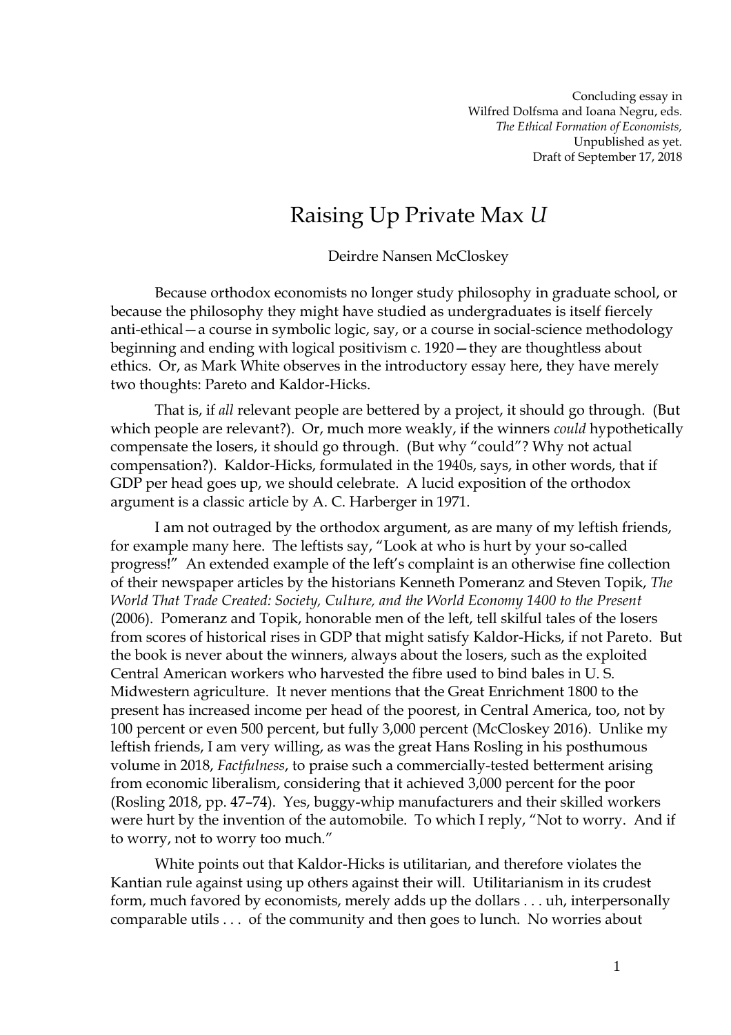Concluding essay in
Wilfred Dolfsma and Ioana Negru, eds.
*The Ethical Formation of Economists,*
Unpublished as yet.
Draft of September 17, 2018

# Raising Up Private Max *U*

Deirdre Nansen McCloskey

Because orthodox economists no longer study philosophy in graduate school, or because the philosophy they might have studied as undergraduates is itself fiercely anti-ethical—a course in symbolic logic, say, or a course in social-science methodology beginning and ending with logical positivism c. 1920—they are thoughtless about ethics. Or, as Mark White observes in the introductory essay here, they have merely two thoughts: Pareto and Kaldor-Hicks.

That is, if *all* relevant people are bettered by a project, it should go through. (But which people are relevant?). Or, much more weakly, if the winners *could* hypothetically compensate the losers, it should go through. (But why "could"? Why not actual compensation?). Kaldor-Hicks, formulated in the 1940s, says, in other words, that if GDP per head goes up, we should celebrate. A lucid exposition of the orthodox argument is a classic article by A. C. Harberger in 1971.

I am not outraged by the orthodox argument, as are many of my leftish friends, for example many here. The leftists say, "Look at who is hurt by your so-called progress!" An extended example of the left's complaint is an otherwise fine collection of their newspaper articles by the historians Kenneth Pomeranz and Steven Topik, *The World That Trade Created: Society, Culture, and the World Economy 1400 to the Present* (2006). Pomeranz and Topik, honorable men of the left, tell skilful tales of the losers from scores of historical rises in GDP that might satisfy Kaldor-Hicks, if not Pareto. But the book is never about the winners, always about the losers, such as the exploited Central American workers who harvested the fibre used to bind bales in U. S. Midwestern agriculture. It never mentions that the Great Enrichment 1800 to the present has increased income per head of the poorest, in Central America, too, not by 100 percent or even 500 percent, but fully 3,000 percent (McCloskey 2016). Unlike my leftish friends, I am very willing, as was the great Hans Rosling in his posthumous volume in 2018, *Factfulness*, to praise such a commercially-tested betterment arising from economic liberalism, considering that it achieved 3,000 percent for the poor (Rosling 2018, pp. 47–74). Yes, buggy-whip manufacturers and their skilled workers were hurt by the invention of the automobile. To which I reply, "Not to worry. And if to worry, not to worry too much."

White points out that Kaldor-Hicks is utilitarian, and therefore violates the Kantian rule against using up others against their will. Utilitarianism in its crudest form, much favored by economists, merely adds up the dollars . . . uh, interpersonally comparable utils . . . of the community and then goes to lunch. No worries about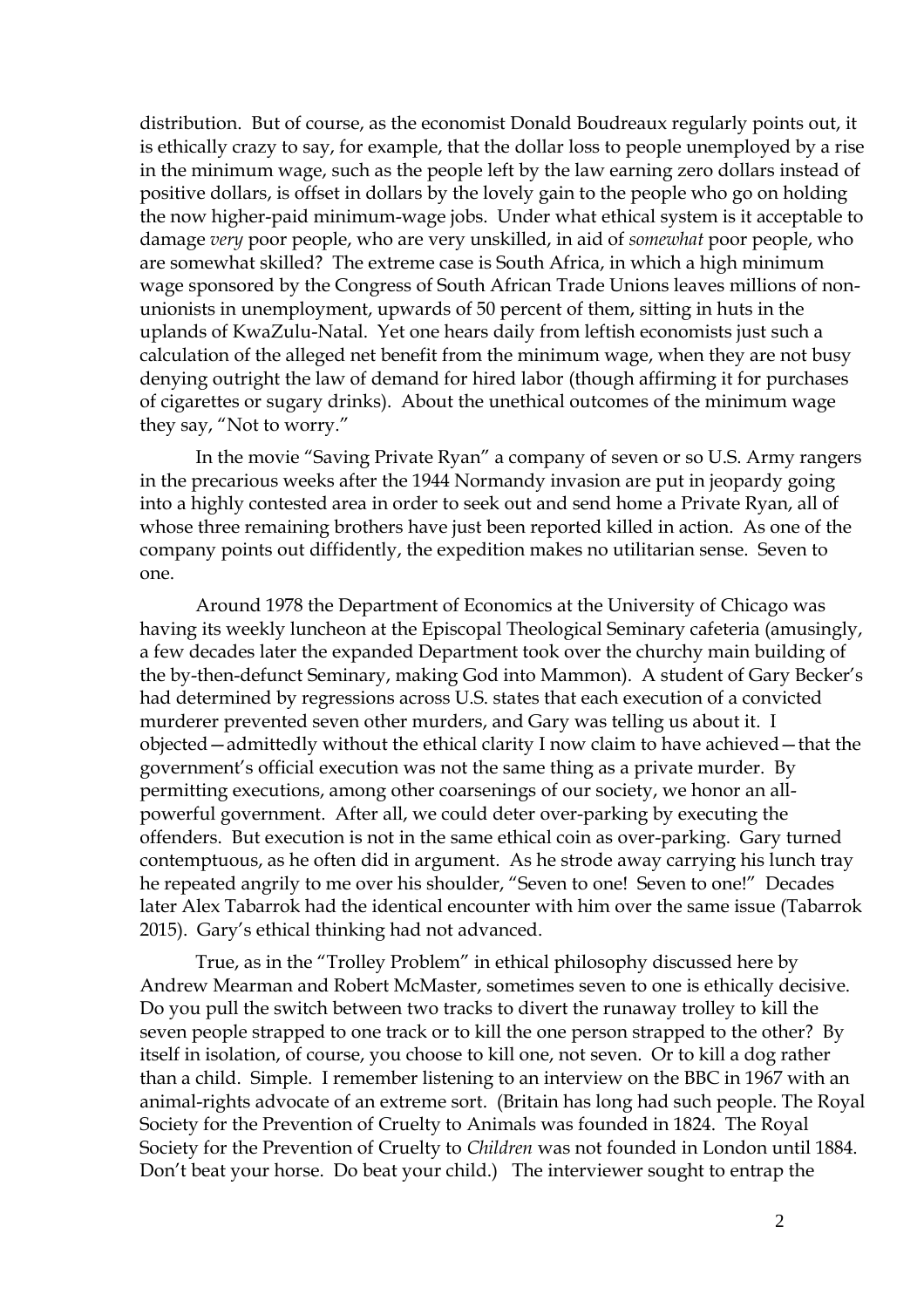distribution. But of course, as the economist Donald Boudreaux regularly points out, it is ethically crazy to say, for example, that the dollar loss to people unemployed by a rise in the minimum wage, such as the people left by the law earning zero dollars instead of positive dollars, is offset in dollars by the lovely gain to the people who go on holding the now higher-paid minimum-wage jobs. Under what ethical system is it acceptable to damage *very* poor people, who are very unskilled, in aid of *somewhat* poor people, who are somewhat skilled? The extreme case is South Africa, in which a high minimum wage sponsored by the Congress of South African Trade Unions leaves millions of non-unionists in unemployment, upwards of 50 percent of them, sitting in huts in the uplands of KwaZulu-Natal. Yet one hears daily from leftish economists just such a calculation of the alleged net benefit from the minimum wage, when they are not busy denying outright the law of demand for hired labor (though affirming it for purchases of cigarettes or sugary drinks). About the unethical outcomes of the minimum wage they say, "Not to worry."

In the movie "Saving Private Ryan" a company of seven or so U.S. Army rangers in the precarious weeks after the 1944 Normandy invasion are put in jeopardy going into a highly contested area in order to seek out and send home a Private Ryan, all of whose three remaining brothers have just been reported killed in action. As one of the company points out diffidently, the expedition makes no utilitarian sense. Seven to one.

Around 1978 the Department of Economics at the University of Chicago was having its weekly luncheon at the Episcopal Theological Seminary cafeteria (amusingly, a few decades later the expanded Department took over the churchy main building of the by-then-defunct Seminary, making God into Mammon). A student of Gary Becker's had determined by regressions across U.S. states that each execution of a convicted murderer prevented seven other murders, and Gary was telling us about it. I objected—admittedly without the ethical clarity I now claim to have achieved—that the government's official execution was not the same thing as a private murder. By permitting executions, among other coarsenings of our society, we honor an all-powerful government. After all, we could deter over-parking by executing the offenders. But execution is not in the same ethical coin as over-parking. Gary turned contemptuous, as he often did in argument. As he strode away carrying his lunch tray he repeated angrily to me over his shoulder, "Seven to one! Seven to one!" Decades later Alex Tabarrok had the identical encounter with him over the same issue (Tabarrok 2015). Gary's ethical thinking had not advanced.

True, as in the "Trolley Problem" in ethical philosophy discussed here by Andrew Mearman and Robert McMaster, sometimes seven to one is ethically decisive. Do you pull the switch between two tracks to divert the runaway trolley to kill the seven people strapped to one track or to kill the one person strapped to the other? By itself in isolation, of course, you choose to kill one, not seven. Or to kill a dog rather than a child. Simple. I remember listening to an interview on the BBC in 1967 with an animal-rights advocate of an extreme sort. (Britain has long had such people. The Royal Society for the Prevention of Cruelty to Animals was founded in 1824. The Royal Society for the Prevention of Cruelty to *Children* was not founded in London until 1884. Don't beat your horse. Do beat your child.) The interviewer sought to entrap the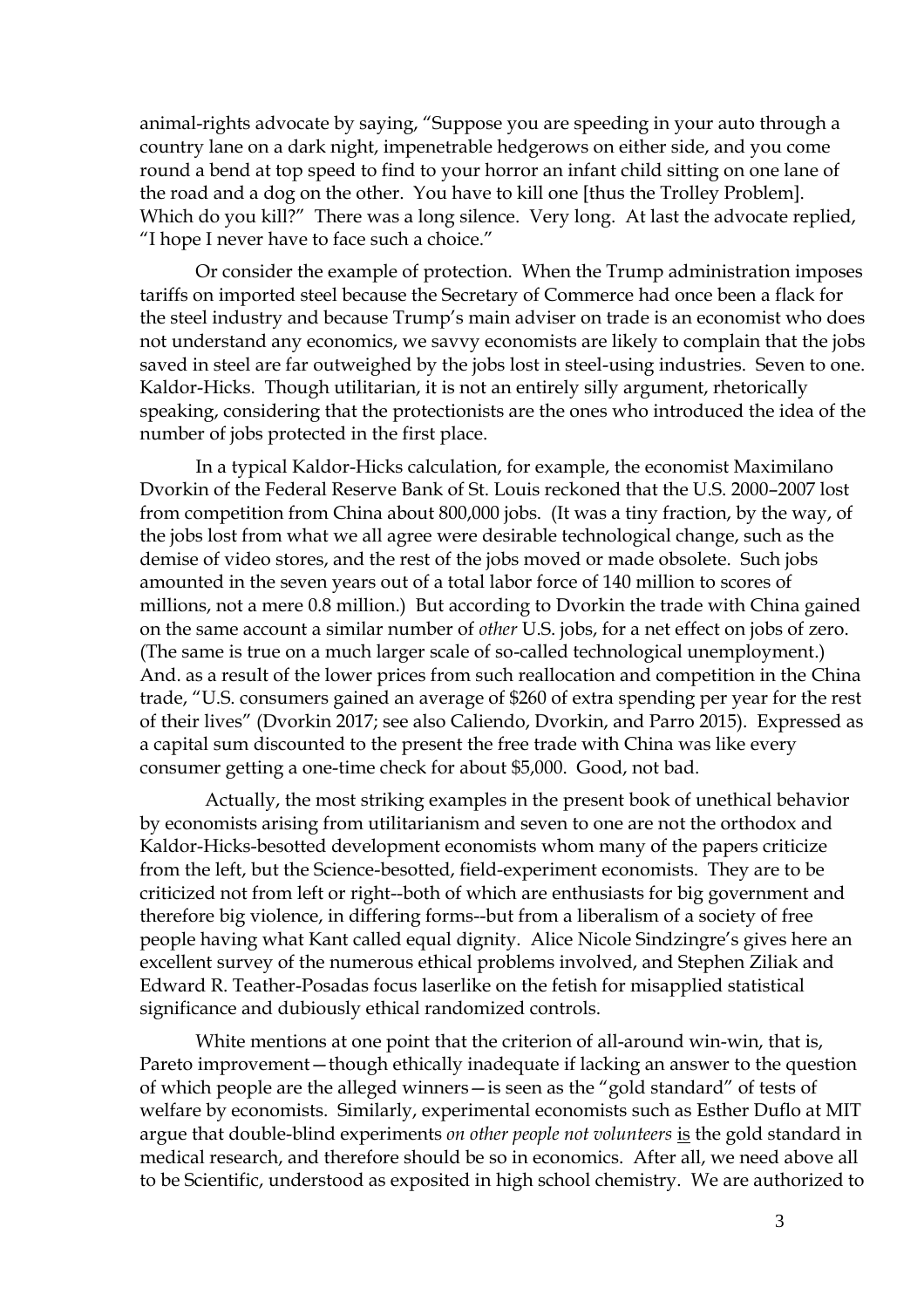animal-rights advocate by saying, "Suppose you are speeding in your auto through a country lane on a dark night, impenetrable hedgerows on either side, and you come round a bend at top speed to find to your horror an infant child sitting on one lane of the road and a dog on the other. You have to kill one [thus the Trolley Problem]. Which do you kill?" There was a long silence. Very long. At last the advocate replied, "I hope I never have to face such a choice."

Or consider the example of protection. When the Trump administration imposes tariffs on imported steel because the Secretary of Commerce had once been a flack for the steel industry and because Trump's main adviser on trade is an economist who does not understand any economics, we savvy economists are likely to complain that the jobs saved in steel are far outweighed by the jobs lost in steel-using industries. Seven to one. Kaldor-Hicks. Though utilitarian, it is not an entirely silly argument, rhetorically speaking, considering that the protectionists are the ones who introduced the idea of the number of jobs protected in the first place.

In a typical Kaldor-Hicks calculation, for example, the economist Maximilano Dvorkin of the Federal Reserve Bank of St. Louis reckoned that the U.S. 2000–2007 lost from competition from China about 800,000 jobs. (It was a tiny fraction, by the way, of the jobs lost from what we all agree were desirable technological change, such as the demise of video stores, and the rest of the jobs moved or made obsolete. Such jobs amounted in the seven years out of a total labor force of 140 million to scores of millions, not a mere 0.8 million.) But according to Dvorkin the trade with China gained on the same account a similar number of *other* U.S. jobs, for a net effect on jobs of zero. (The same is true on a much larger scale of so-called technological unemployment.) And. as a result of the lower prices from such reallocation and competition in the China trade, "U.S. consumers gained an average of $260 of extra spending per year for the rest of their lives" (Dvorkin 2017; see also Caliendo, Dvorkin, and Parro 2015). Expressed as a capital sum discounted to the present the free trade with China was like every consumer getting a one-time check for about $5,000. Good, not bad.

Actually, the most striking examples in the present book of unethical behavior by economists arising from utilitarianism and seven to one are not the orthodox and Kaldor-Hicks-besotted development economists whom many of the papers criticize from the left, but the Science-besotted, field-experiment economists. They are to be criticized not from left or right--both of which are enthusiasts for big government and therefore big violence, in differing forms--but from a liberalism of a society of free people having what Kant called equal dignity. Alice Nicole Sindzingre's gives here an excellent survey of the numerous ethical problems involved, and Stephen Ziliak and Edward R. Teather-Posadas focus laserlike on the fetish for misapplied statistical significance and dubiously ethical randomized controls.

White mentions at one point that the criterion of all-around win-win, that is, Pareto improvement—though ethically inadequate if lacking an answer to the question of which people are the alleged winners—is seen as the "gold standard" of tests of welfare by economists. Similarly, experimental economists such as Esther Duflo at MIT argue that double-blind experiments *on other people not volunteers* <u>is</u> the gold standard in medical research, and therefore should be so in economics. After all, we need above all to be Scientific, understood as exposited in high school chemistry. We are authorized to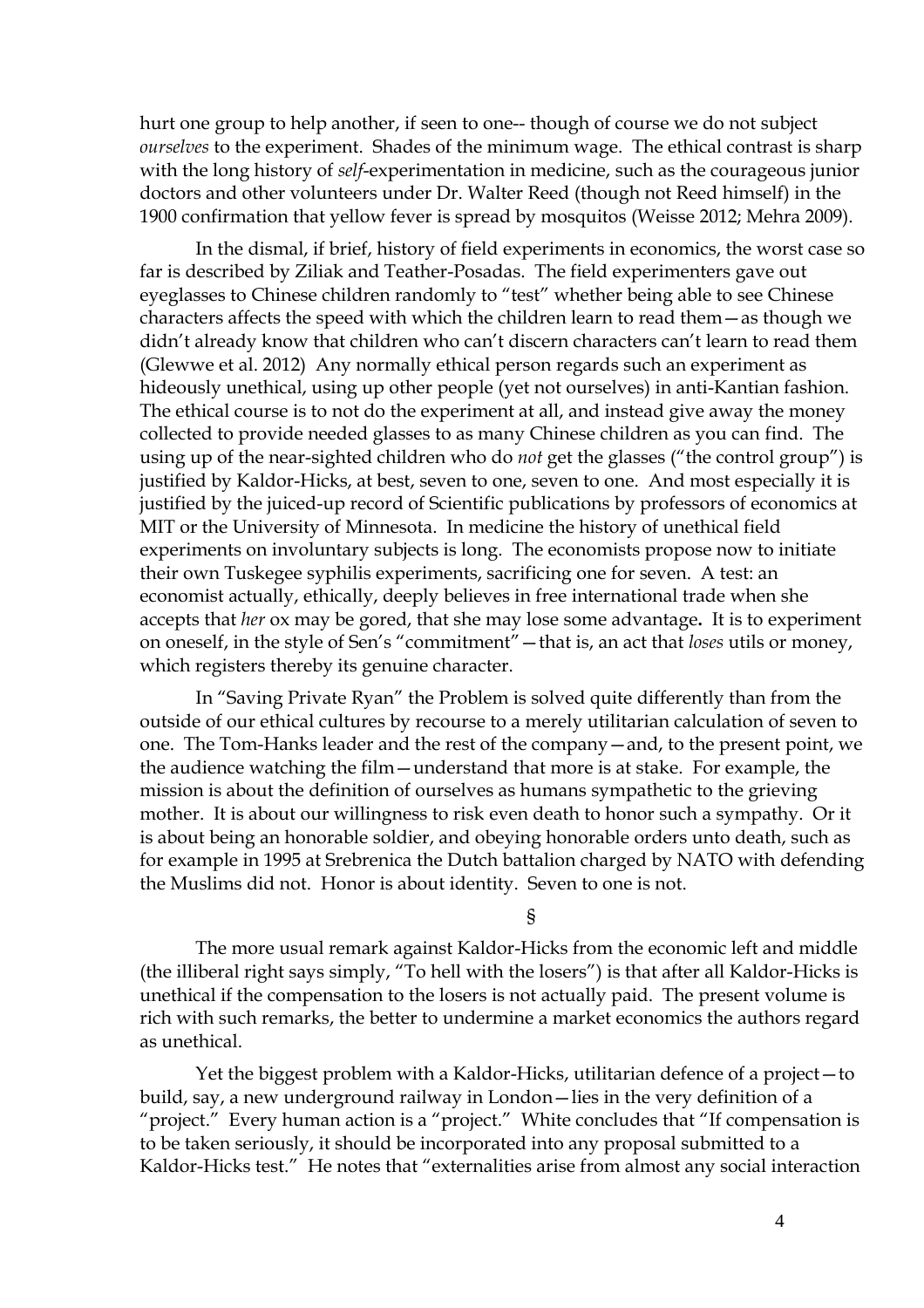hurt one group to help another, if seen to one-- though of course we do not subject *ourselves* to the experiment. Shades of the minimum wage. The ethical contrast is sharp with the long history of *self*-experimentation in medicine, such as the courageous junior doctors and other volunteers under Dr. Walter Reed (though not Reed himself) in the 1900 confirmation that yellow fever is spread by mosquitos (Weisse 2012; Mehra 2009).

In the dismal, if brief, history of field experiments in economics, the worst case so far is described by Ziliak and Teather-Posadas. The field experimenters gave out eyeglasses to Chinese children randomly to "test" whether being able to see Chinese characters affects the speed with which the children learn to read them—as though we didn't already know that children who can't discern characters can't learn to read them (Glewwe et al. 2012) Any normally ethical person regards such an experiment as hideously unethical, using up other people (yet not ourselves) in anti-Kantian fashion. The ethical course is to not do the experiment at all, and instead give away the money collected to provide needed glasses to as many Chinese children as you can find. The using up of the near-sighted children who do *not* get the glasses ("the control group") is justified by Kaldor-Hicks, at best, seven to one, seven to one. And most especially it is justified by the juiced-up record of Scientific publications by professors of economics at MIT or the University of Minnesota. In medicine the history of unethical field experiments on involuntary subjects is long. The economists propose now to initiate their own Tuskegee syphilis experiments, sacrificing one for seven. A test: an economist actually, ethically, deeply believes in free international trade when she accepts that *her* ox may be gored, that she may lose some advantage**.** It is to experiment on oneself, in the style of Sen's "commitment"—that is, an act that *loses* utils or money, which registers thereby its genuine character.

In "Saving Private Ryan" the Problem is solved quite differently than from the outside of our ethical cultures by recourse to a merely utilitarian calculation of seven to one. The Tom-Hanks leader and the rest of the company—and, to the present point, we the audience watching the film—understand that more is at stake. For example, the mission is about the definition of ourselves as humans sympathetic to the grieving mother. It is about our willingness to risk even death to honor such a sympathy. Or it is about being an honorable soldier, and obeying honorable orders unto death, such as for example in 1995 at Srebrenica the Dutch battalion charged by NATO with defending the Muslims did not. Honor is about identity. Seven to one is not.

§

The more usual remark against Kaldor-Hicks from the economic left and middle (the illiberal right says simply, "To hell with the losers") is that after all Kaldor-Hicks is unethical if the compensation to the losers is not actually paid. The present volume is rich with such remarks, the better to undermine a market economics the authors regard as unethical.

Yet the biggest problem with a Kaldor-Hicks, utilitarian defence of a project—to build, say, a new underground railway in London—lies in the very definition of a "project." Every human action is a "project." White concludes that "If compensation is to be taken seriously, it should be incorporated into any proposal submitted to a Kaldor-Hicks test." He notes that "externalities arise from almost any social interaction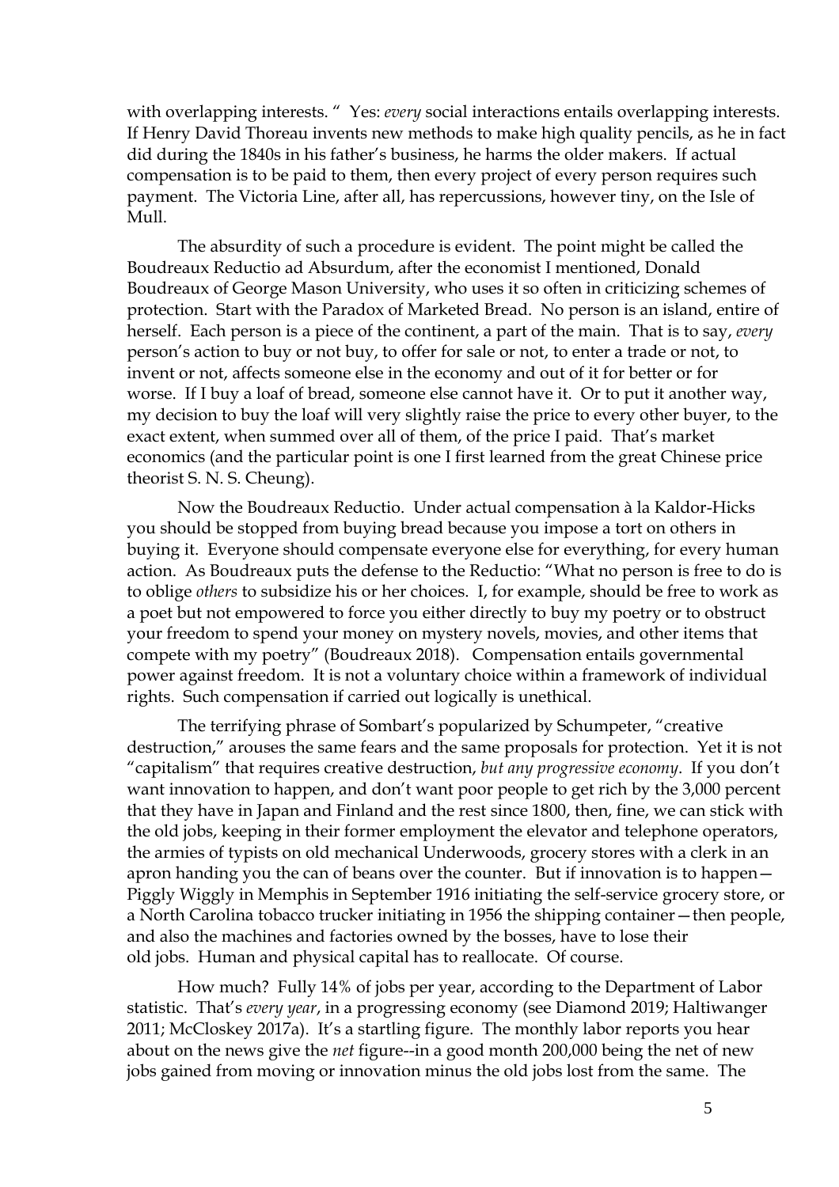with overlapping interests. " Yes: *every* social interactions entails overlapping interests. If Henry David Thoreau invents new methods to make high quality pencils, as he in fact did during the 1840s in his father's business, he harms the older makers. If actual compensation is to be paid to them, then every project of every person requires such payment. The Victoria Line, after all, has repercussions, however tiny, on the Isle of Mull.

The absurdity of such a procedure is evident. The point might be called the Boudreaux Reductio ad Absurdum, after the economist I mentioned, Donald Boudreaux of George Mason University, who uses it so often in criticizing schemes of protection. Start with the Paradox of Marketed Bread. No person is an island, entire of herself. Each person is a piece of the continent, a part of the main. That is to say, *every* person's action to buy or not buy, to offer for sale or not, to enter a trade or not, to invent or not, affects someone else in the economy and out of it for better or for worse. If I buy a loaf of bread, someone else cannot have it. Or to put it another way, my decision to buy the loaf will very slightly raise the price to every other buyer, to the exact extent, when summed over all of them, of the price I paid. That's market economics (and the particular point is one I first learned from the great Chinese price theorist S. N. S. Cheung).

Now the Boudreaux Reductio. Under actual compensation à la Kaldor-Hicks you should be stopped from buying bread because you impose a tort on others in buying it. Everyone should compensate everyone else for everything, for every human action. As Boudreaux puts the defense to the Reductio: "What no person is free to do is to oblige *others* to subsidize his or her choices. I, for example, should be free to work as a poet but not empowered to force you either directly to buy my poetry or to obstruct your freedom to spend your money on mystery novels, movies, and other items that compete with my poetry" (Boudreaux 2018). Compensation entails governmental power against freedom. It is not a voluntary choice within a framework of individual rights. Such compensation if carried out logically is unethical.

The terrifying phrase of Sombart's popularized by Schumpeter, "creative destruction," arouses the same fears and the same proposals for protection. Yet it is not "capitalism" that requires creative destruction, *but any progressive economy*. If you don't want innovation to happen, and don't want poor people to get rich by the 3,000 percent that they have in Japan and Finland and the rest since 1800, then, fine, we can stick with the old jobs, keeping in their former employment the elevator and telephone operators, the armies of typists on old mechanical Underwoods, grocery stores with a clerk in an apron handing you the can of beans over the counter. But if innovation is to happen—Piggly Wiggly in Memphis in September 1916 initiating the self-service grocery store, or a North Carolina tobacco trucker initiating in 1956 the shipping container—then people, and also the machines and factories owned by the bosses, have to lose their old jobs. Human and physical capital has to reallocate. Of course.

How much? Fully 14% of jobs per year, according to the Department of Labor statistic. That's *every year*, in a progressing economy (see Diamond 2019; Haltiwanger 2011; McCloskey 2017a). It's a startling figure. The monthly labor reports you hear about on the news give the *net* figure--in a good month 200,000 being the net of new jobs gained from moving or innovation minus the old jobs lost from the same. The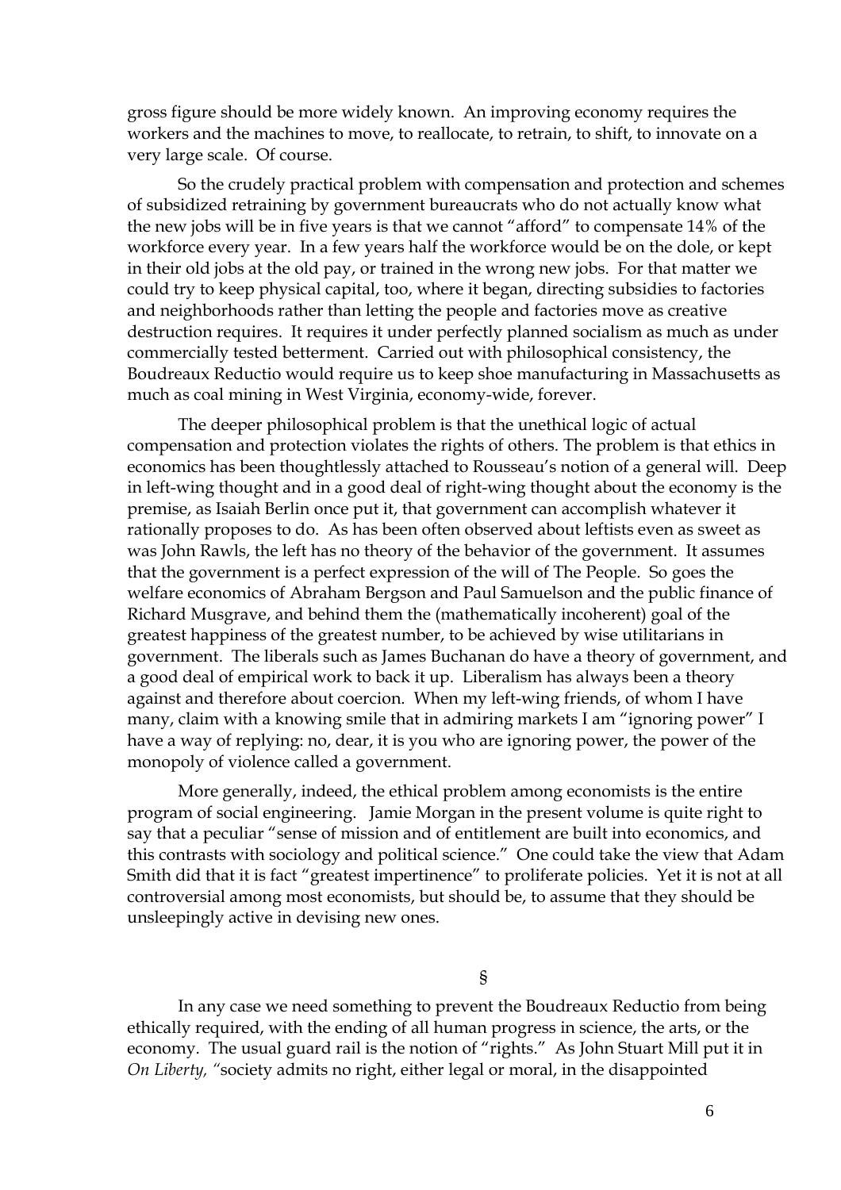gross figure should be more widely known. An improving economy requires the workers and the machines to move, to reallocate, to retrain, to shift, to innovate on a very large scale. Of course.

So the crudely practical problem with compensation and protection and schemes of subsidized retraining by government bureaucrats who do not actually know what the new jobs will be in five years is that we cannot "afford" to compensate 14% of the workforce every year. In a few years half the workforce would be on the dole, or kept in their old jobs at the old pay, or trained in the wrong new jobs. For that matter we could try to keep physical capital, too, where it began, directing subsidies to factories and neighborhoods rather than letting the people and factories move as creative destruction requires. It requires it under perfectly planned socialism as much as under commercially tested betterment. Carried out with philosophical consistency, the Boudreaux Reductio would require us to keep shoe manufacturing in Massachusetts as much as coal mining in West Virginia, economy-wide, forever.

The deeper philosophical problem is that the unethical logic of actual compensation and protection violates the rights of others. The problem is that ethics in economics has been thoughtlessly attached to Rousseau's notion of a general will. Deep in left-wing thought and in a good deal of right-wing thought about the economy is the premise, as Isaiah Berlin once put it, that government can accomplish whatever it rationally proposes to do. As has been often observed about leftists even as sweet as was John Rawls, the left has no theory of the behavior of the government. It assumes that the government is a perfect expression of the will of The People. So goes the welfare economics of Abraham Bergson and Paul Samuelson and the public finance of Richard Musgrave, and behind them the (mathematically incoherent) goal of the greatest happiness of the greatest number, to be achieved by wise utilitarians in government. The liberals such as James Buchanan do have a theory of government, and a good deal of empirical work to back it up. Liberalism has always been a theory against and therefore about coercion. When my left-wing friends, of whom I have many, claim with a knowing smile that in admiring markets I am "ignoring power" I have a way of replying: no, dear, it is you who are ignoring power, the power of the monopoly of violence called a government.

More generally, indeed, the ethical problem among economists is the entire program of social engineering. Jamie Morgan in the present volume is quite right to say that a peculiar "sense of mission and of entitlement are built into economics, and this contrasts with sociology and political science." One could take the view that Adam Smith did that it is fact "greatest impertinence" to proliferate policies. Yet it is not at all controversial among most economists, but should be, to assume that they should be unsleepingly active in devising new ones.

§

In any case we need something to prevent the Boudreaux Reductio from being ethically required, with the ending of all human progress in science, the arts, or the economy. The usual guard rail is the notion of "rights." As John Stuart Mill put it in *On Liberty,* "society admits no right, either legal or moral, in the disappointed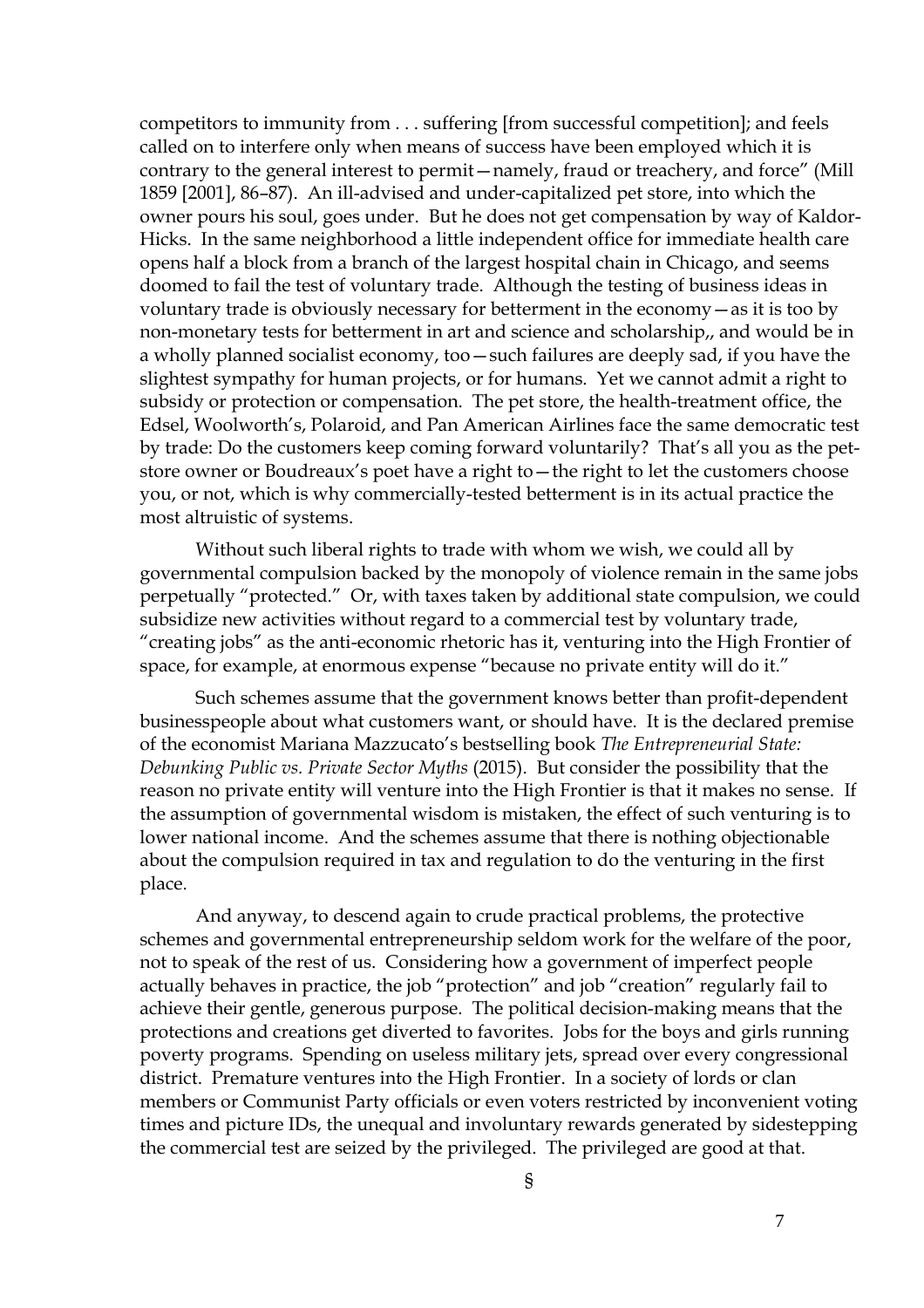competitors to immunity from . . . suffering [from successful competition]; and feels called on to interfere only when means of success have been employed which it is contrary to the general interest to permit—namely, fraud or treachery, and force" (Mill 1859 [2001], 86–87). An ill-advised and under-capitalized pet store, into which the owner pours his soul, goes under. But he does not get compensation by way of Kaldor-Hicks. In the same neighborhood a little independent office for immediate health care opens half a block from a branch of the largest hospital chain in Chicago, and seems doomed to fail the test of voluntary trade. Although the testing of business ideas in voluntary trade is obviously necessary for betterment in the economy—as it is too by non-monetary tests for betterment in art and science and scholarship,, and would be in a wholly planned socialist economy, too—such failures are deeply sad, if you have the slightest sympathy for human projects, or for humans. Yet we cannot admit a right to subsidy or protection or compensation. The pet store, the health-treatment office, the Edsel, Woolworth's, Polaroid, and Pan American Airlines face the same democratic test by trade: Do the customers keep coming forward voluntarily? That's all you as the pet-store owner or Boudreaux's poet have a right to—the right to let the customers choose you, or not, which is why commercially-tested betterment is in its actual practice the most altruistic of systems.

Without such liberal rights to trade with whom we wish, we could all by governmental compulsion backed by the monopoly of violence remain in the same jobs perpetually "protected." Or, with taxes taken by additional state compulsion, we could subsidize new activities without regard to a commercial test by voluntary trade, "creating jobs" as the anti-economic rhetoric has it, venturing into the High Frontier of space, for example, at enormous expense "because no private entity will do it."

Such schemes assume that the government knows better than profit-dependent businesspeople about what customers want, or should have. It is the declared premise of the economist Mariana Mazzucato's bestselling book *The Entrepreneurial State: Debunking Public vs. Private Sector Myths* (2015). But consider the possibility that the reason no private entity will venture into the High Frontier is that it makes no sense. If the assumption of governmental wisdom is mistaken, the effect of such venturing is to lower national income. And the schemes assume that there is nothing objectionable about the compulsion required in tax and regulation to do the venturing in the first place.

And anyway, to descend again to crude practical problems, the protective schemes and governmental entrepreneurship seldom work for the welfare of the poor, not to speak of the rest of us. Considering how a government of imperfect people actually behaves in practice, the job "protection" and job "creation" regularly fail to achieve their gentle, generous purpose. The political decision-making means that the protections and creations get diverted to favorites. Jobs for the boys and girls running poverty programs. Spending on useless military jets, spread over every congressional district. Premature ventures into the High Frontier. In a society of lords or clan members or Communist Party officials or even voters restricted by inconvenient voting times and picture IDs, the unequal and involuntary rewards generated by sidestepping the commercial test are seized by the privileged. The privileged are good at that.

§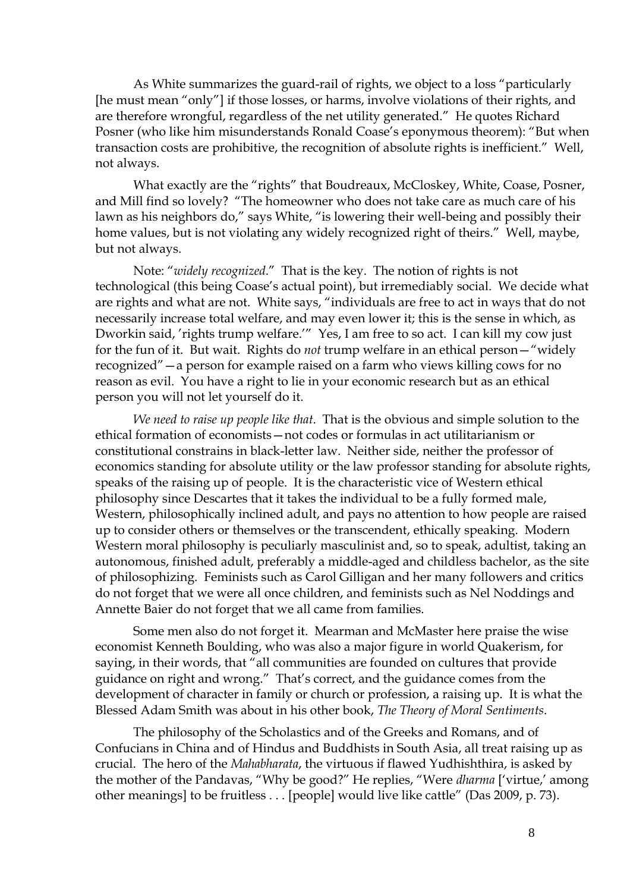As White summarizes the guard-rail of rights, we object to a loss "particularly [he must mean "only"] if those losses, or harms, involve violations of their rights, and are therefore wrongful, regardless of the net utility generated." He quotes Richard Posner (who like him misunderstands Ronald Coase's eponymous theorem): "But when transaction costs are prohibitive, the recognition of absolute rights is inefficient." Well, not always.

What exactly are the "rights" that Boudreaux, McCloskey, White, Coase, Posner, and Mill find so lovely? "The homeowner who does not take care as much care of his lawn as his neighbors do," says White, "is lowering their well-being and possibly their home values, but is not violating any widely recognized right of theirs." Well, maybe, but not always.

Note: "*widely recognized*." That is the key. The notion of rights is not technological (this being Coase's actual point), but irremediably social. We decide what are rights and what are not. White says, "individuals are free to act in ways that do not necessarily increase total welfare, and may even lower it; this is the sense in which, as Dworkin said, 'rights trump welfare.'" Yes, I am free to so act. I can kill my cow just for the fun of it. But wait. Rights do *not* trump welfare in an ethical person—"widely recognized"—a person for example raised on a farm who views killing cows for no reason as evil. You have a right to lie in your economic research but as an ethical person you will not let yourself do it.

*We need to raise up people like that*. That is the obvious and simple solution to the ethical formation of economists—not codes or formulas in act utilitarianism or constitutional constrains in black-letter law. Neither side, neither the professor of economics standing for absolute utility or the law professor standing for absolute rights, speaks of the raising up of people. It is the characteristic vice of Western ethical philosophy since Descartes that it takes the individual to be a fully formed male, Western, philosophically inclined adult, and pays no attention to how people are raised up to consider others or themselves or the transcendent, ethically speaking. Modern Western moral philosophy is peculiarly masculinist and, so to speak, adultist, taking an autonomous, finished adult, preferably a middle-aged and childless bachelor, as the site of philosophizing. Feminists such as Carol Gilligan and her many followers and critics do not forget that we were all once children, and feminists such as Nel Noddings and Annette Baier do not forget that we all came from families.

Some men also do not forget it. Mearman and McMaster here praise the wise economist Kenneth Boulding, who was also a major figure in world Quakerism, for saying, in their words, that "all communities are founded on cultures that provide guidance on right and wrong." That's correct, and the guidance comes from the development of character in family or church or profession, a raising up. It is what the Blessed Adam Smith was about in his other book, *The Theory of Moral Sentiments*.

The philosophy of the Scholastics and of the Greeks and Romans, and of Confucians in China and of Hindus and Buddhists in South Asia, all treat raising up as crucial. The hero of the *Mahabharata*, the virtuous if flawed Yudhishthira, is asked by the mother of the Pandavas, "Why be good?" He replies, "Were *dharma* ['virtue,' among other meanings] to be fruitless . . . [people] would live like cattle" (Das 2009, p. 73).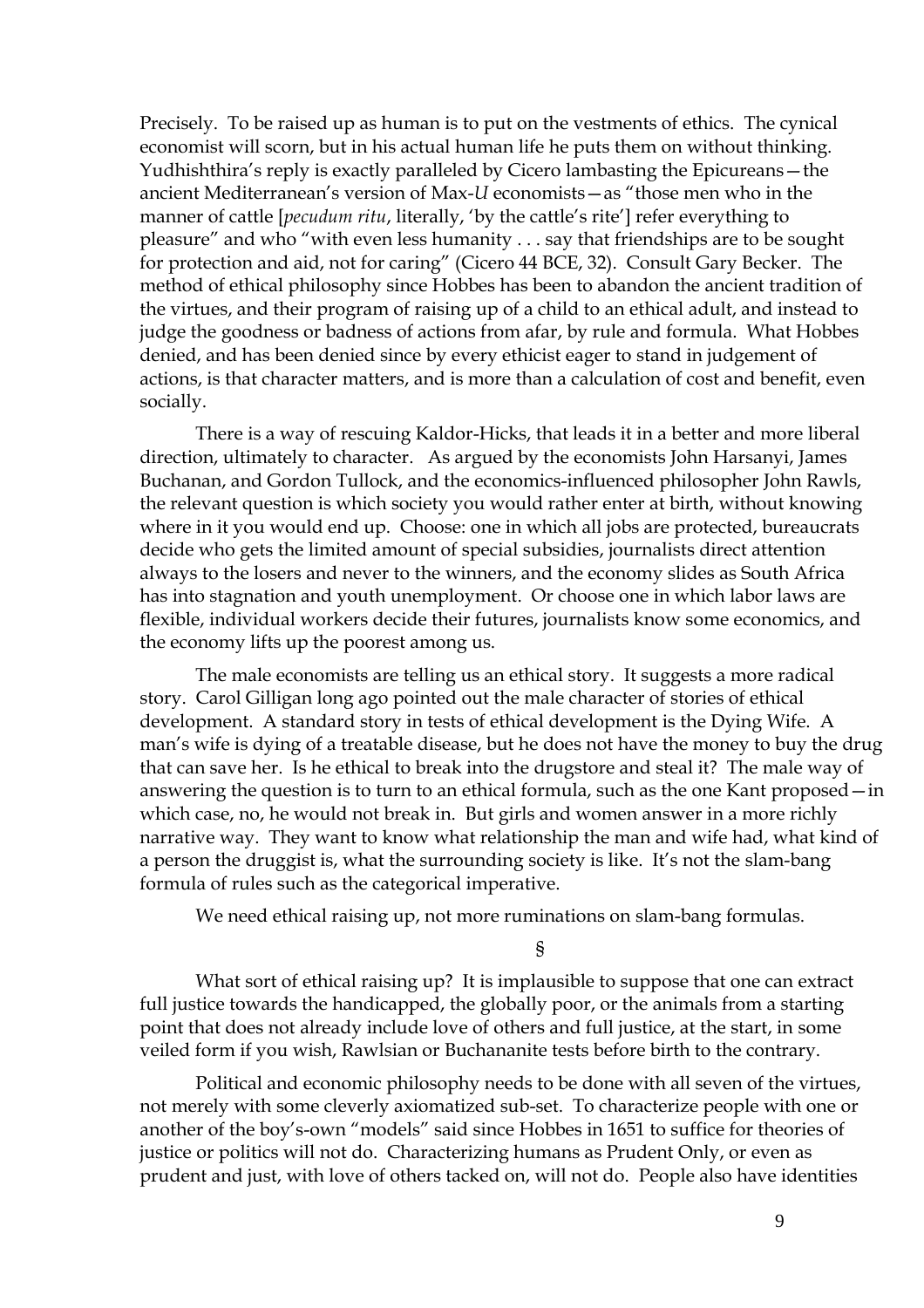Precisely. To be raised up as human is to put on the vestments of ethics. The cynical economist will scorn, but in his actual human life he puts them on without thinking. Yudhishthira's reply is exactly paralleled by Cicero lambasting the Epicureans—the ancient Mediterranean's version of Max-*U* economists—as "those men who in the manner of cattle [*pecudum ritu*, literally, 'by the cattle's rite'] refer everything to pleasure" and who "with even less humanity . . . say that friendships are to be sought for protection and aid, not for caring" (Cicero 44 BCE, 32). Consult Gary Becker. The method of ethical philosophy since Hobbes has been to abandon the ancient tradition of the virtues, and their program of raising up of a child to an ethical adult, and instead to judge the goodness or badness of actions from afar, by rule and formula. What Hobbes denied, and has been denied since by every ethicist eager to stand in judgement of actions, is that character matters, and is more than a calculation of cost and benefit, even socially.

There is a way of rescuing Kaldor-Hicks, that leads it in a better and more liberal direction, ultimately to character. As argued by the economists John Harsanyi, James Buchanan, and Gordon Tullock, and the economics-influenced philosopher John Rawls, the relevant question is which society you would rather enter at birth, without knowing where in it you would end up. Choose: one in which all jobs are protected, bureaucrats decide who gets the limited amount of special subsidies, journalists direct attention always to the losers and never to the winners, and the economy slides as South Africa has into stagnation and youth unemployment. Or choose one in which labor laws are flexible, individual workers decide their futures, journalists know some economics, and the economy lifts up the poorest among us.

The male economists are telling us an ethical story. It suggests a more radical story. Carol Gilligan long ago pointed out the male character of stories of ethical development. A standard story in tests of ethical development is the Dying Wife. A man's wife is dying of a treatable disease, but he does not have the money to buy the drug that can save her. Is he ethical to break into the drugstore and steal it? The male way of answering the question is to turn to an ethical formula, such as the one Kant proposed—in which case, no, he would not break in. But girls and women answer in a more richly narrative way. They want to know what relationship the man and wife had, what kind of a person the druggist is, what the surrounding society is like. It's not the slam-bang formula of rules such as the categorical imperative.

We need ethical raising up, not more ruminations on slam-bang formulas.

§

What sort of ethical raising up? It is implausible to suppose that one can extract full justice towards the handicapped, the globally poor, or the animals from a starting point that does not already include love of others and full justice, at the start, in some veiled form if you wish, Rawlsian or Buchananite tests before birth to the contrary.

Political and economic philosophy needs to be done with all seven of the virtues, not merely with some cleverly axiomatized sub-set. To characterize people with one or another of the boy's-own "models" said since Hobbes in 1651 to suffice for theories of justice or politics will not do. Characterizing humans as Prudent Only, or even as prudent and just, with love of others tacked on, will not do. People also have identities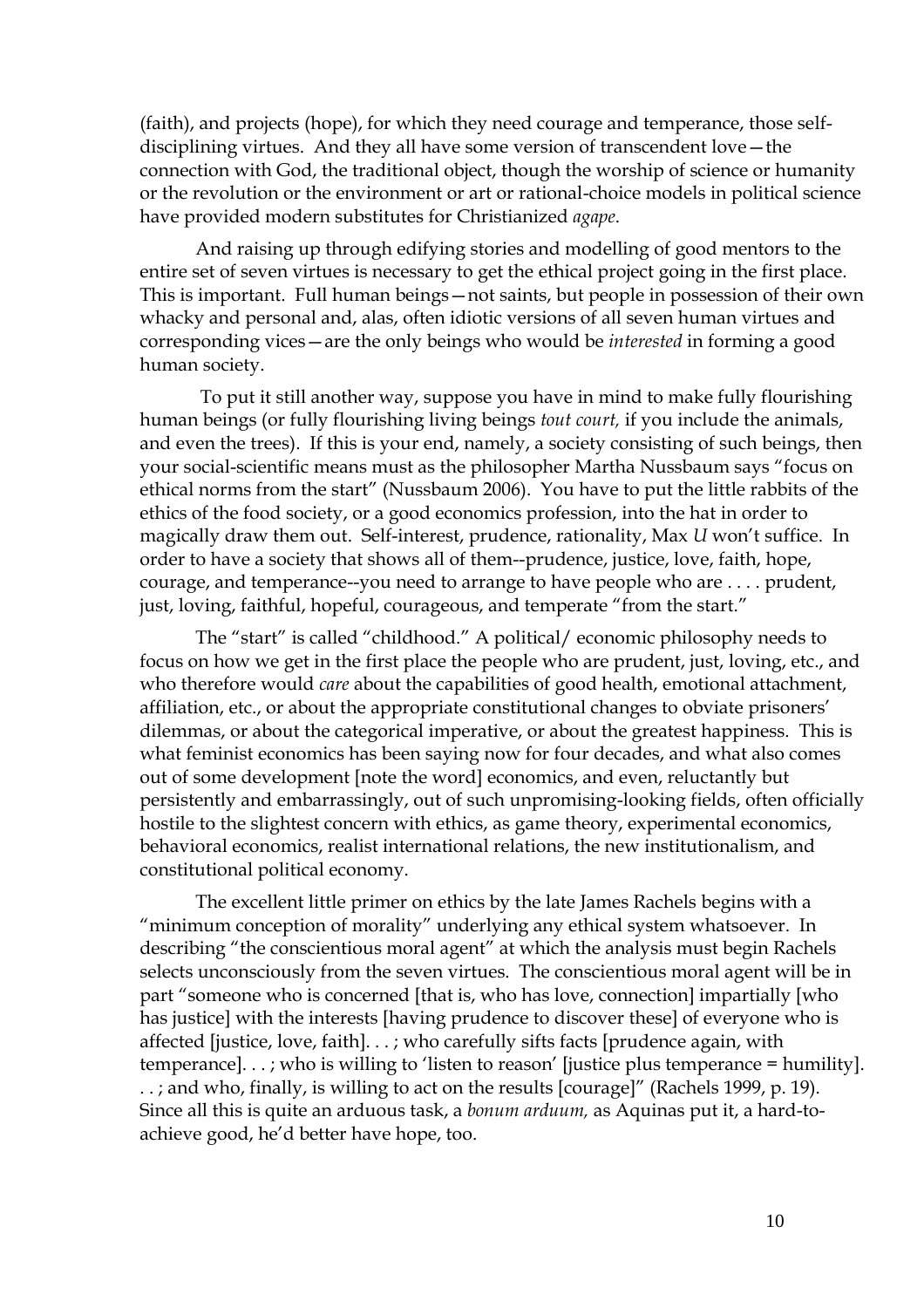(faith), and projects (hope), for which they need courage and temperance, those self-disciplining virtues. And they all have some version of transcendent love—the connection with God, the traditional object, though the worship of science or humanity or the revolution or the environment or art or rational-choice models in political science have provided modern substitutes for Christianized *agape*.

And raising up through edifying stories and modelling of good mentors to the entire set of seven virtues is necessary to get the ethical project going in the first place. This is important. Full human beings—not saints, but people in possession of their own whacky and personal and, alas, often idiotic versions of all seven human virtues and corresponding vices—are the only beings who would be *interested* in forming a good human society.

To put it still another way, suppose you have in mind to make fully flourishing human beings (or fully flourishing living beings *tout court,* if you include the animals, and even the trees). If this is your end, namely, a society consisting of such beings, then your social-scientific means must as the philosopher Martha Nussbaum says "focus on ethical norms from the start" (Nussbaum 2006). You have to put the little rabbits of the ethics of the food society, or a good economics profession, into the hat in order to magically draw them out. Self-interest, prudence, rationality, Max *U* won't suffice. In order to have a society that shows all of them--prudence, justice, love, faith, hope, courage, and temperance--you need to arrange to have people who are . . . . prudent, just, loving, faithful, hopeful, courageous, and temperate "from the start."

The "start" is called "childhood." A political/ economic philosophy needs to focus on how we get in the first place the people who are prudent, just, loving, etc., and who therefore would *care* about the capabilities of good health, emotional attachment, affiliation, etc., or about the appropriate constitutional changes to obviate prisoners' dilemmas, or about the categorical imperative, or about the greatest happiness. This is what feminist economics has been saying now for four decades, and what also comes out of some development [note the word] economics, and even, reluctantly but persistently and embarrassingly, out of such unpromising-looking fields, often officially hostile to the slightest concern with ethics, as game theory, experimental economics, behavioral economics, realist international relations, the new institutionalism, and constitutional political economy.

The excellent little primer on ethics by the late James Rachels begins with a "minimum conception of morality" underlying any ethical system whatsoever. In describing "the conscientious moral agent" at which the analysis must begin Rachels selects unconsciously from the seven virtues. The conscientious moral agent will be in part "someone who is concerned [that is, who has love, connection] impartially [who has justice] with the interests [having prudence to discover these] of everyone who is affected [justice, love, faith]. . . ; who carefully sifts facts [prudence again, with temperance]. . . ; who is willing to 'listen to reason' [justice plus temperance = humility]. . . ; and who, finally, is willing to act on the results [courage]" (Rachels 1999, p. 19). Since all this is quite an arduous task, a *bonum arduum,* as Aquinas put it, a hard-to-achieve good, he'd better have hope, too.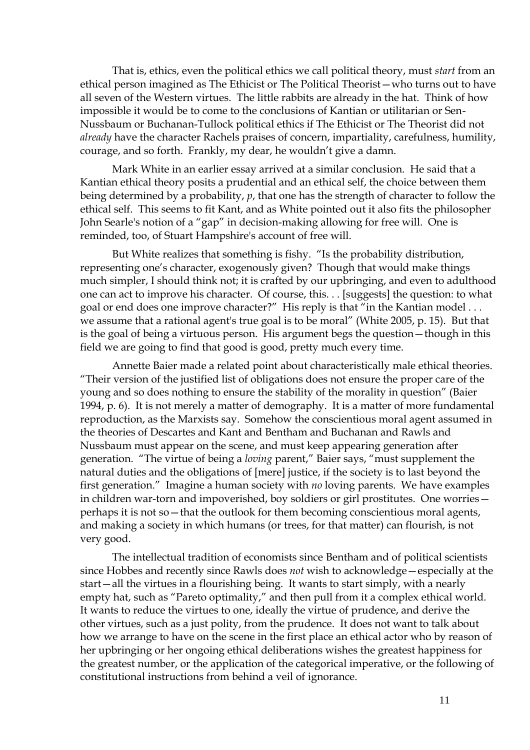That is, ethics, even the political ethics we call political theory, must *start* from an ethical person imagined as The Ethicist or The Political Theorist—who turns out to have all seven of the Western virtues. The little rabbits are already in the hat. Think of how impossible it would be to come to the conclusions of Kantian or utilitarian or Sen-Nussbaum or Buchanan-Tullock political ethics if The Ethicist or The Theorist did not *already* have the character Rachels praises of concern, impartiality, carefulness, humility, courage, and so forth. Frankly, my dear, he wouldn't give a damn.

Mark White in an earlier essay arrived at a similar conclusion. He said that a Kantian ethical theory posits a prudential and an ethical self, the choice between them being determined by a probability, $p$, that one has the strength of character to follow the ethical self. This seems to fit Kant, and as White pointed out it also fits the philosopher John Searle's notion of a "gap" in decision-making allowing for free will. One is reminded, too, of Stuart Hampshire's account of free will.

But White realizes that something is fishy. "Is the probability distribution, representing one's character, exogenously given? Though that would make things much simpler, I should think not; it is crafted by our upbringing, and even to adulthood one can act to improve his character. Of course, this. . . [suggests] the question: to what goal or end does one improve character?" His reply is that "in the Kantian model . . . we assume that a rational agent's true goal is to be moral" (White 2005, p. 15). But that is the goal of being a virtuous person. His argument begs the question—though in this field we are going to find that good is good, pretty much every time.

Annette Baier made a related point about characteristically male ethical theories. "Their version of the justified list of obligations does not ensure the proper care of the young and so does nothing to ensure the stability of the morality in question" (Baier 1994, p. 6). It is not merely a matter of demography. It is a matter of more fundamental reproduction, as the Marxists say. Somehow the conscientious moral agent assumed in the theories of Descartes and Kant and Bentham and Buchanan and Rawls and Nussbaum must appear on the scene, and must keep appearing generation after generation. "The virtue of being a *loving* parent," Baier says, "must supplement the natural duties and the obligations of [mere] justice, if the society is to last beyond the first generation." Imagine a human society with *no* loving parents. We have examples in children war-torn and impoverished, boy soldiers or girl prostitutes. One worries—perhaps it is not so—that the outlook for them becoming conscientious moral agents, and making a society in which humans (or trees, for that matter) can flourish, is not very good.

The intellectual tradition of economists since Bentham and of political scientists since Hobbes and recently since Rawls does *not* wish to acknowledge—especially at the start—all the virtues in a flourishing being. It wants to start simply, with a nearly empty hat, such as "Pareto optimality," and then pull from it a complex ethical world. It wants to reduce the virtues to one, ideally the virtue of prudence, and derive the other virtues, such as a just polity, from the prudence. It does not want to talk about how we arrange to have on the scene in the first place an ethical actor who by reason of her upbringing or her ongoing ethical deliberations wishes the greatest happiness for the greatest number, or the application of the categorical imperative, or the following of constitutional instructions from behind a veil of ignorance.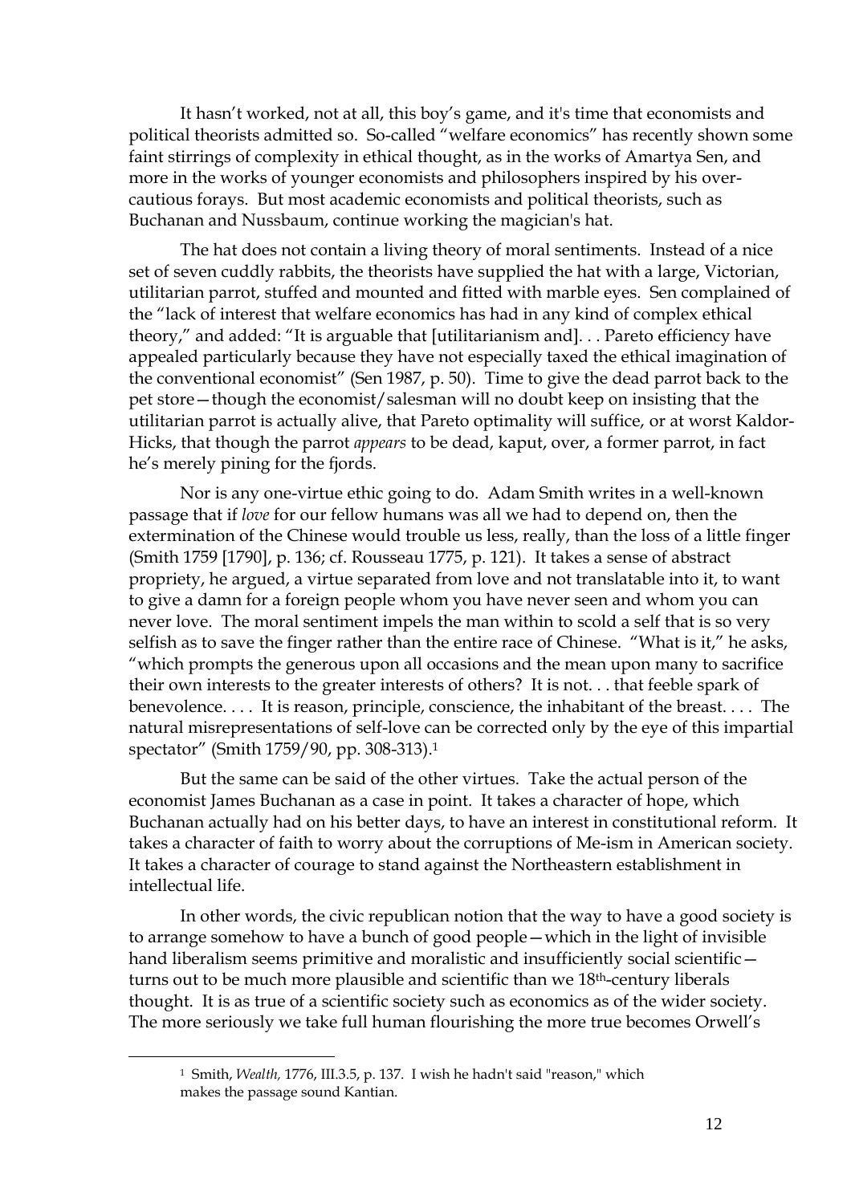It hasn't worked, not at all, this boy's game, and it's time that economists and political theorists admitted so. So-called "welfare economics" has recently shown some faint stirrings of complexity in ethical thought, as in the works of Amartya Sen, and more in the works of younger economists and philosophers inspired by his over-cautious forays. But most academic economists and political theorists, such as Buchanan and Nussbaum, continue working the magician's hat.

The hat does not contain a living theory of moral sentiments. Instead of a nice set of seven cuddly rabbits, the theorists have supplied the hat with a large, Victorian, utilitarian parrot, stuffed and mounted and fitted with marble eyes. Sen complained of the "lack of interest that welfare economics has had in any kind of complex ethical theory," and added: "It is arguable that [utilitarianism and]. . . Pareto efficiency have appealed particularly because they have not especially taxed the ethical imagination of the conventional economist" (Sen 1987, p. 50). Time to give the dead parrot back to the pet store—though the economist/salesman will no doubt keep on insisting that the utilitarian parrot is actually alive, that Pareto optimality will suffice, or at worst Kaldor-Hicks, that though the parrot *appears* to be dead, kaput, over, a former parrot, in fact he's merely pining for the fjords.

Nor is any one-virtue ethic going to do. Adam Smith writes in a well-known passage that if *love* for our fellow humans was all we had to depend on, then the extermination of the Chinese would trouble us less, really, than the loss of a little finger (Smith 1759 [1790], p. 136; cf. Rousseau 1775, p. 121). It takes a sense of abstract propriety, he argued, a virtue separated from love and not translatable into it, to want to give a damn for a foreign people whom you have never seen and whom you can never love. The moral sentiment impels the man within to scold a self that is so very selfish as to save the finger rather than the entire race of Chinese. "What is it," he asks, "which prompts the generous upon all occasions and the mean upon many to sacrifice their own interests to the greater interests of others? It is not. . . that feeble spark of benevolence. . . . It is reason, principle, conscience, the inhabitant of the breast. . . . The natural misrepresentations of self-love can be corrected only by the eye of this impartial spectator" (Smith 1759/90, pp. 308-313).[1]

But the same can be said of the other virtues. Take the actual person of the economist James Buchanan as a case in point. It takes a character of hope, which Buchanan actually had on his better days, to have an interest in constitutional reform. It takes a character of faith to worry about the corruptions of Me-ism in American society. It takes a character of courage to stand against the Northeastern establishment in intellectual life.

In other words, the civic republican notion that the way to have a good society is to arrange somehow to have a bunch of good people—which in the light of invisible hand liberalism seems primitive and moralistic and insufficiently social scientific—turns out to be much more plausible and scientific than we 18th-century liberals thought. It is as true of a scientific society such as economics as of the wider society. The more seriously we take full human flourishing the more true becomes Orwell's

[1] Smith, *Wealth*, 1776, III.3.5, p. 137. I wish he hadn't said "reason," which makes the passage sound Kantian.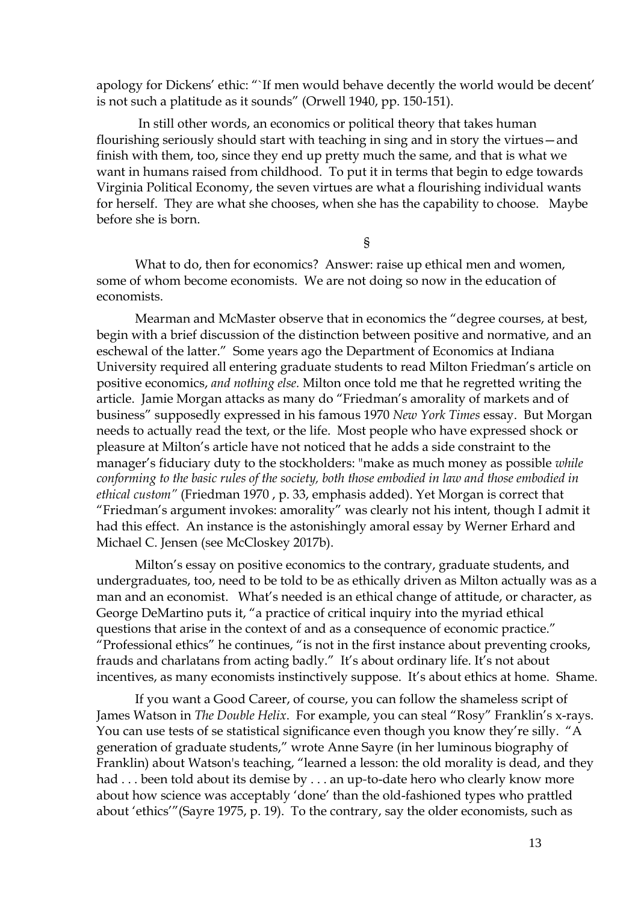apology for Dickens' ethic: "`If men would behave decently the world would be decent' is not such a platitude as it sounds" (Orwell 1940, pp. 150-151).

In still other words, an economics or political theory that takes human flourishing seriously should start with teaching in sing and in story the virtues—and finish with them, too, since they end up pretty much the same, and that is what we want in humans raised from childhood. To put it in terms that begin to edge towards Virginia Political Economy, the seven virtues are what a flourishing individual wants for herself. They are what she chooses, when she has the capability to choose. Maybe before she is born.

§

What to do, then for economics? Answer: raise up ethical men and women, some of whom become economists. We are not doing so now in the education of economists.

Mearman and McMaster observe that in economics the "degree courses, at best, begin with a brief discussion of the distinction between positive and normative, and an eschewal of the latter." Some years ago the Department of Economics at Indiana University required all entering graduate students to read Milton Friedman's article on positive economics, *and nothing else.* Milton once told me that he regretted writing the article. Jamie Morgan attacks as many do "Friedman's amorality of markets and of business" supposedly expressed in his famous 1970 *New York Times* essay. But Morgan needs to actually read the text, or the life. Most people who have expressed shock or pleasure at Milton's article have not noticed that he adds a side constraint to the manager's fiduciary duty to the stockholders: "make as much money as possible *while conforming to the basic rules of the society, both those embodied in law and those embodied in ethical custom"* (Friedman 1970 , p. 33, emphasis added). Yet Morgan is correct that "Friedman's argument invokes: amorality" was clearly not his intent, though I admit it had this effect. An instance is the astonishingly amoral essay by Werner Erhard and Michael C. Jensen (see McCloskey 2017b).

Milton's essay on positive economics to the contrary, graduate students, and undergraduates, too, need to be told to be as ethically driven as Milton actually was as a man and an economist. What's needed is an ethical change of attitude, or character, as George DeMartino puts it, "a practice of critical inquiry into the myriad ethical questions that arise in the context of and as a consequence of economic practice." "Professional ethics" he continues, "is not in the first instance about preventing crooks, frauds and charlatans from acting badly." It's about ordinary life. It's not about incentives, as many economists instinctively suppose. It's about ethics at home. Shame.

If you want a Good Career, of course, you can follow the shameless script of James Watson in *The Double Helix*. For example, you can steal "Rosy" Franklin's x-rays. You can use tests of se statistical significance even though you know they're silly. "A generation of graduate students," wrote Anne Sayre (in her luminous biography of Franklin) about Watson's teaching, "learned a lesson: the old morality is dead, and they had . . . been told about its demise by . . . an up-to-date hero who clearly know more about how science was acceptably 'done' than the old-fashioned types who prattled about 'ethics'"(Sayre 1975, p. 19). To the contrary, say the older economists, such as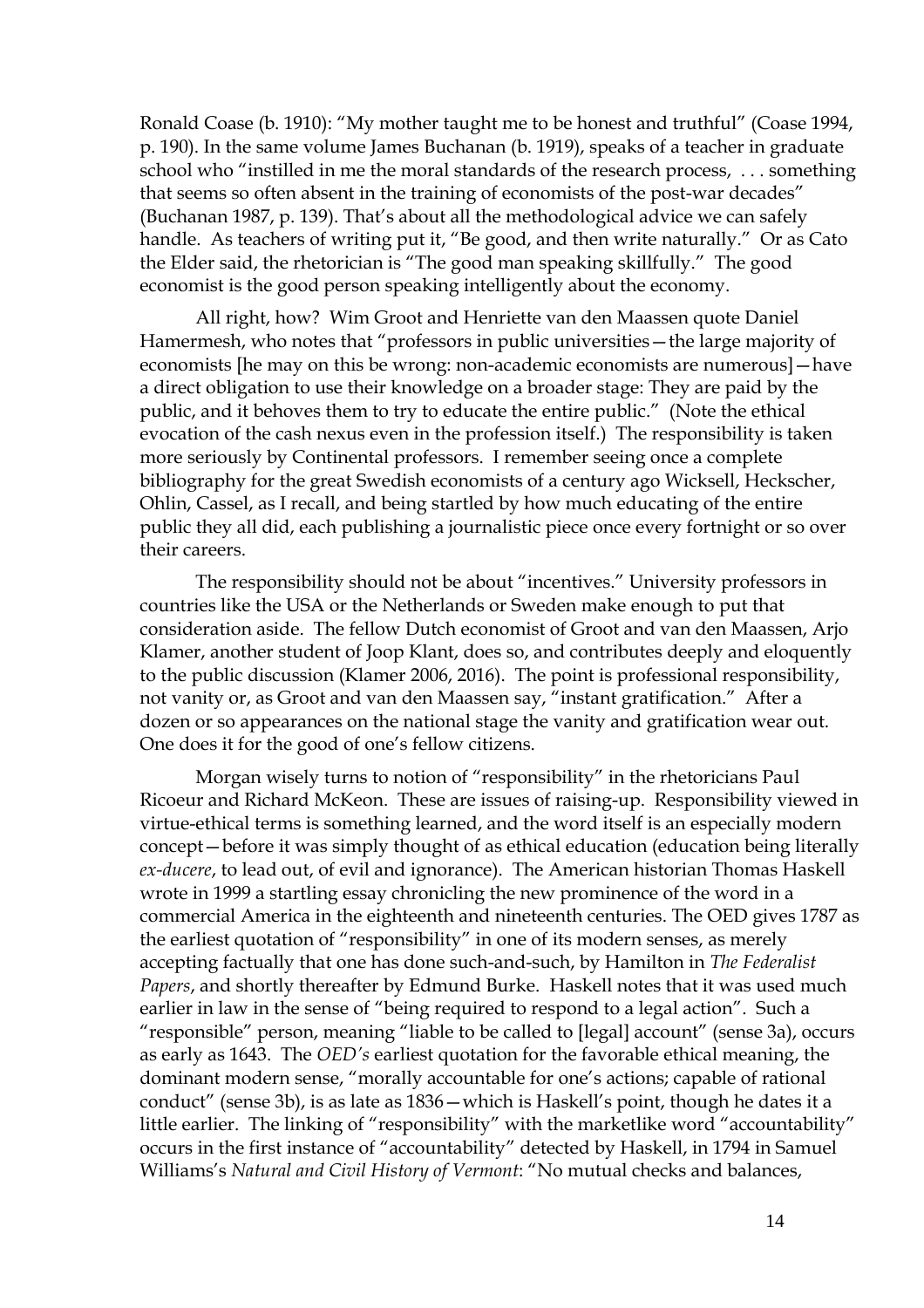Ronald Coase (b. 1910): "My mother taught me to be honest and truthful" (Coase 1994, p. 190). In the same volume James Buchanan (b. 1919), speaks of a teacher in graduate school who "instilled in me the moral standards of the research process, . . . something that seems so often absent in the training of economists of the post-war decades" (Buchanan 1987, p. 139). That's about all the methodological advice we can safely handle. As teachers of writing put it, "Be good, and then write naturally." Or as Cato the Elder said, the rhetorician is "The good man speaking skillfully." The good economist is the good person speaking intelligently about the economy.

All right, how? Wim Groot and Henriette van den Maassen quote Daniel Hamermesh, who notes that "professors in public universities—the large majority of economists [he may on this be wrong: non-academic economists are numerous]—have a direct obligation to use their knowledge on a broader stage: They are paid by the public, and it behoves them to try to educate the entire public." (Note the ethical evocation of the cash nexus even in the profession itself.) The responsibility is taken more seriously by Continental professors. I remember seeing once a complete bibliography for the great Swedish economists of a century ago Wicksell, Heckscher, Ohlin, Cassel, as I recall, and being startled by how much educating of the entire public they all did, each publishing a journalistic piece once every fortnight or so over their careers.

The responsibility should not be about "incentives." University professors in countries like the USA or the Netherlands or Sweden make enough to put that consideration aside. The fellow Dutch economist of Groot and van den Maassen, Arjo Klamer, another student of Joop Klant, does so, and contributes deeply and eloquently to the public discussion (Klamer 2006, 2016). The point is professional responsibility, not vanity or, as Groot and van den Maassen say, "instant gratification." After a dozen or so appearances on the national stage the vanity and gratification wear out. One does it for the good of one's fellow citizens.

Morgan wisely turns to notion of "responsibility" in the rhetoricians Paul Ricoeur and Richard McKeon. These are issues of raising-up. Responsibility viewed in virtue-ethical terms is something learned, and the word itself is an especially modern concept—before it was simply thought of as ethical education (education being literally *ex-ducere*, to lead out, of evil and ignorance). The American historian Thomas Haskell wrote in 1999 a startling essay chronicling the new prominence of the word in a commercial America in the eighteenth and nineteenth centuries. The OED gives 1787 as the earliest quotation of "responsibility" in one of its modern senses, as merely accepting factually that one has done such-and-such, by Hamilton in *The Federalist Papers*, and shortly thereafter by Edmund Burke. Haskell notes that it was used much earlier in law in the sense of "being required to respond to a legal action". Such a "responsible" person, meaning "liable to be called to [legal] account" (sense 3a), occurs as early as 1643. The *OED's* earliest quotation for the favorable ethical meaning, the dominant modern sense, "morally accountable for one's actions; capable of rational conduct" (sense 3b), is as late as 1836—which is Haskell's point, though he dates it a little earlier. The linking of "responsibility" with the marketlike word "accountability" occurs in the first instance of "accountability" detected by Haskell, in 1794 in Samuel Williams's *Natural and Civil History of Vermont*: "No mutual checks and balances,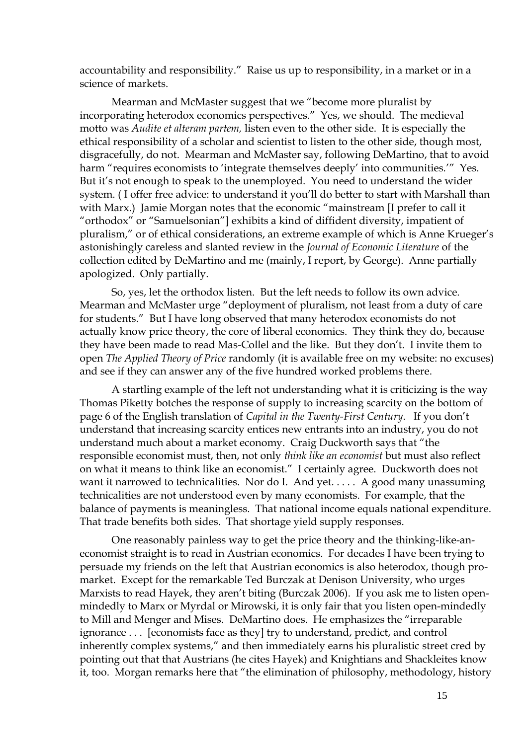accountability and responsibility." Raise us up to responsibility, in a market or in a science of markets.

Mearman and McMaster suggest that we "become more pluralist by incorporating heterodox economics perspectives." Yes, we should. The medieval motto was *Audite et alteram partem,* listen even to the other side. It is especially the ethical responsibility of a scholar and scientist to listen to the other side, though most, disgracefully, do not. Mearman and McMaster say, following DeMartino, that to avoid harm "requires economists to 'integrate themselves deeply' into communities.'" Yes. But it's not enough to speak to the unemployed. You need to understand the wider system. ( I offer free advice: to understand it you'll do better to start with Marshall than with Marx.) Jamie Morgan notes that the economic "mainstream [I prefer to call it "orthodox" or "Samuelsonian"] exhibits a kind of diffident diversity, impatient of pluralism," or of ethical considerations, an extreme example of which is Anne Krueger's astonishingly careless and slanted review in the *Journal of Economic Literature* of the collection edited by DeMartino and me (mainly, I report, by George). Anne partially apologized. Only partially.

So, yes, let the orthodox listen. But the left needs to follow its own advice. Mearman and McMaster urge "deployment of pluralism, not least from a duty of care for students." But I have long observed that many heterodox economists do not actually know price theory, the core of liberal economics. They think they do, because they have been made to read Mas-Collel and the like. But they don't. I invite them to open *The Applied Theory of Price* randomly (it is available free on my website: no excuses) and see if they can answer any of the five hundred worked problems there.

A startling example of the left not understanding what it is criticizing is the way Thomas Piketty botches the response of supply to increasing scarcity on the bottom of page 6 of the English translation of *Capital in the Twenty-First Century*. If you don't understand that increasing scarcity entices new entrants into an industry, you do not understand much about a market economy. Craig Duckworth says that "the responsible economist must, then, not only *think like an economist* but must also reflect on what it means to think like an economist." I certainly agree. Duckworth does not want it narrowed to technicalities. Nor do I. And yet. . . . . A good many unassuming technicalities are not understood even by many economists. For example, that the balance of payments is meaningless. That national income equals national expenditure. That trade benefits both sides. That shortage yield supply responses.

One reasonably painless way to get the price theory and the thinking-like-an-economist straight is to read in Austrian economics. For decades I have been trying to persuade my friends on the left that Austrian economics is also heterodox, though pro-market. Except for the remarkable Ted Burczak at Denison University, who urges Marxists to read Hayek, they aren't biting (Burczak 2006). If you ask me to listen open-mindedly to Marx or Myrdal or Mirowski, it is only fair that you listen open-mindedly to Mill and Menger and Mises. DeMartino does. He emphasizes the "irreparable ignorance . . . [economists face as they] try to understand, predict, and control inherently complex systems," and then immediately earns his pluralistic street cred by pointing out that that Austrians (he cites Hayek) and Knightians and Shackleites know it, too. Morgan remarks here that "the elimination of philosophy, methodology, history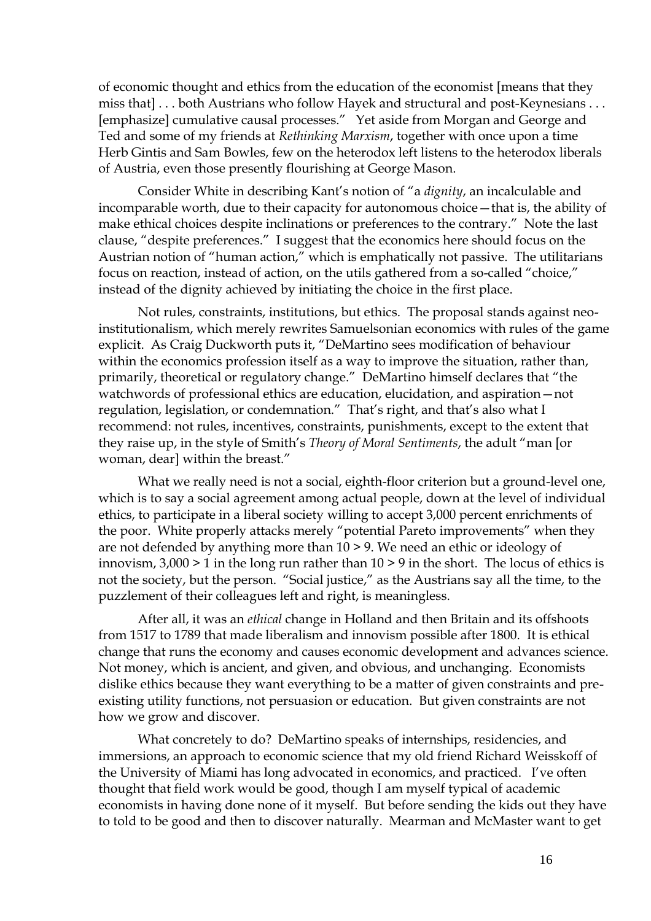of economic thought and ethics from the education of the economist [means that they miss that] . . . both Austrians who follow Hayek and structural and post-Keynesians . . . [emphasize] cumulative causal processes." Yet aside from Morgan and George and Ted and some of my friends at *Rethinking Marxism*, together with once upon a time Herb Gintis and Sam Bowles, few on the heterodox left listens to the heterodox liberals of Austria, even those presently flourishing at George Mason.

Consider White in describing Kant's notion of "a *dignity*, an incalculable and incomparable worth, due to their capacity for autonomous choice—that is, the ability of make ethical choices despite inclinations or preferences to the contrary." Note the last clause, "despite preferences." I suggest that the economics here should focus on the Austrian notion of "human action," which is emphatically not passive. The utilitarians focus on reaction, instead of action, on the utils gathered from a so-called "choice," instead of the dignity achieved by initiating the choice in the first place.

Not rules, constraints, institutions, but ethics. The proposal stands against neo-institutionalism, which merely rewrites Samuelsonian economics with rules of the game explicit. As Craig Duckworth puts it, "DeMartino sees modification of behaviour within the economics profession itself as a way to improve the situation, rather than, primarily, theoretical or regulatory change." DeMartino himself declares that "the watchwords of professional ethics are education, elucidation, and aspiration—not regulation, legislation, or condemnation." That's right, and that's also what I recommend: not rules, incentives, constraints, punishments, except to the extent that they raise up, in the style of Smith's *Theory of Moral Sentiments*, the adult "man [or woman, dear] within the breast."

What we really need is not a social, eighth-floor criterion but a ground-level one, which is to say a social agreement among actual people, down at the level of individual ethics, to participate in a liberal society willing to accept 3,000 percent enrichments of the poor. White properly attacks merely "potential Pareto improvements" when they are not defended by anything more than 10 > 9. We need an ethic or ideology of innovism, 3,000 > 1 in the long run rather than 10 > 9 in the short. The locus of ethics is not the society, but the person. "Social justice," as the Austrians say all the time, to the puzzlement of their colleagues left and right, is meaningless.

After all, it was an *ethical* change in Holland and then Britain and its offshoots from 1517 to 1789 that made liberalism and innovism possible after 1800. It is ethical change that runs the economy and causes economic development and advances science. Not money, which is ancient, and given, and obvious, and unchanging. Economists dislike ethics because they want everything to be a matter of given constraints and pre-existing utility functions, not persuasion or education. But given constraints are not how we grow and discover.

What concretely to do? DeMartino speaks of internships, residencies, and immersions, an approach to economic science that my old friend Richard Weisskoff of the University of Miami has long advocated in economics, and practiced. I've often thought that field work would be good, though I am myself typical of academic economists in having done none of it myself. But before sending the kids out they have to told to be good and then to discover naturally. Mearman and McMaster want to get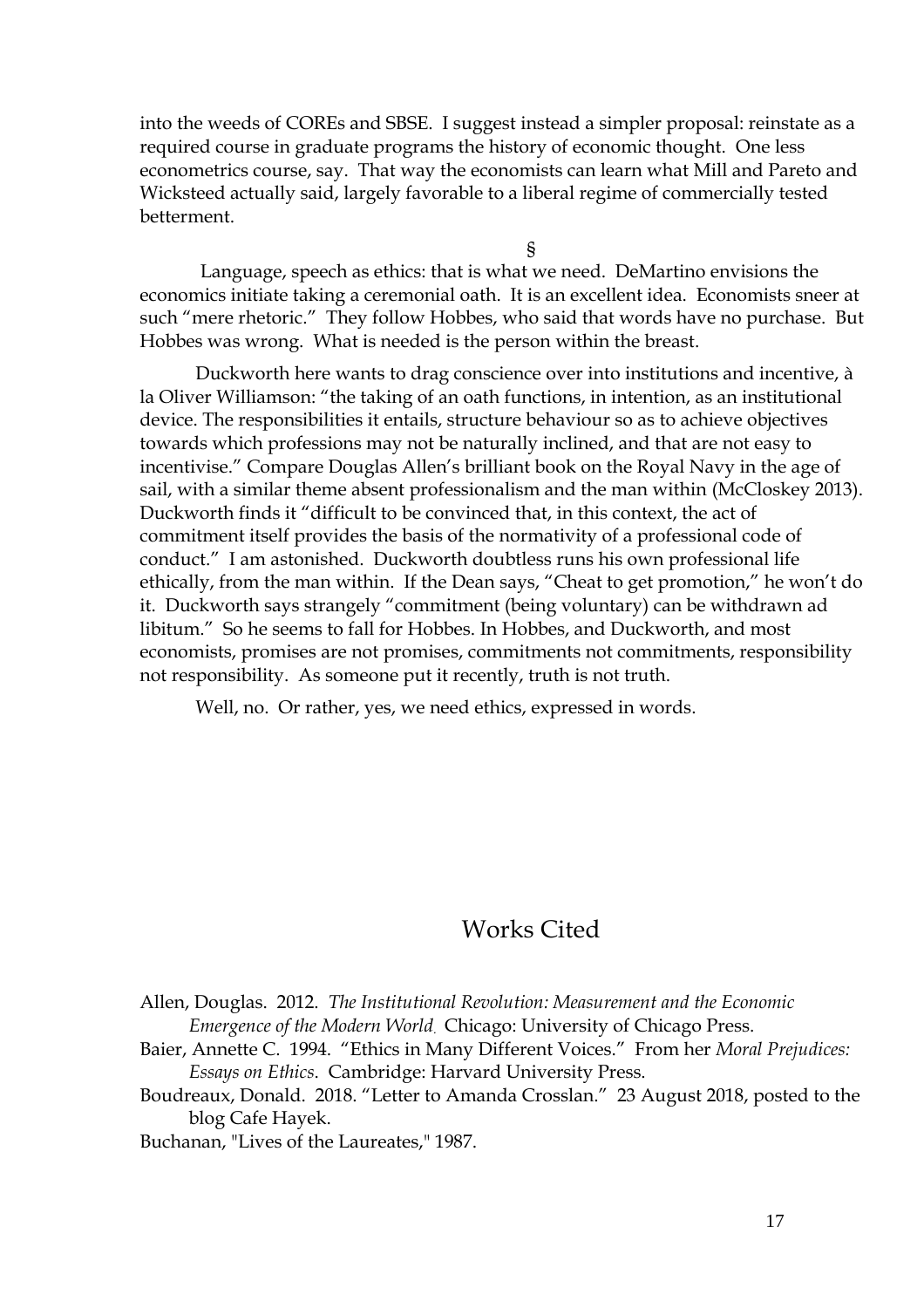into the weeds of COREs and SBSE. I suggest instead a simpler proposal: reinstate as a required course in graduate programs the history of economic thought. One less econometrics course, say. That way the economists can learn what Mill and Pareto and Wicksteed actually said, largely favorable to a liberal regime of commercially tested betterment.

§

Language, speech as ethics: that is what we need. DeMartino envisions the economics initiate taking a ceremonial oath. It is an excellent idea. Economists sneer at such "mere rhetoric." They follow Hobbes, who said that words have no purchase. But Hobbes was wrong. What is needed is the person within the breast.

Duckworth here wants to drag conscience over into institutions and incentive, à la Oliver Williamson: "the taking of an oath functions, in intention, as an institutional device. The responsibilities it entails, structure behaviour so as to achieve objectives towards which professions may not be naturally inclined, and that are not easy to incentivise." Compare Douglas Allen's brilliant book on the Royal Navy in the age of sail, with a similar theme absent professionalism and the man within (McCloskey 2013). Duckworth finds it "difficult to be convinced that, in this context, the act of commitment itself provides the basis of the normativity of a professional code of conduct." I am astonished. Duckworth doubtless runs his own professional life ethically, from the man within. If the Dean says, "Cheat to get promotion," he won't do it. Duckworth says strangely "commitment (being voluntary) can be withdrawn ad libitum." So he seems to fall for Hobbes. In Hobbes, and Duckworth, and most economists, promises are not promises, commitments not commitments, responsibility not responsibility. As someone put it recently, truth is not truth.

Well, no. Or rather, yes, we need ethics, expressed in words.

## Works Cited

Allen, Douglas. 2012. *The Institutional Revolution: Measurement and the Economic Emergence of the Modern World*. Chicago: University of Chicago Press.

Baier, Annette C. 1994. "Ethics in Many Different Voices." From her *Moral Prejudices: Essays on Ethics*. Cambridge: Harvard University Press.

Boudreaux, Donald. 2018. "Letter to Amanda Crosslan." 23 August 2018, posted to the blog Cafe Hayek.

Buchanan, "Lives of the Laureates," 1987.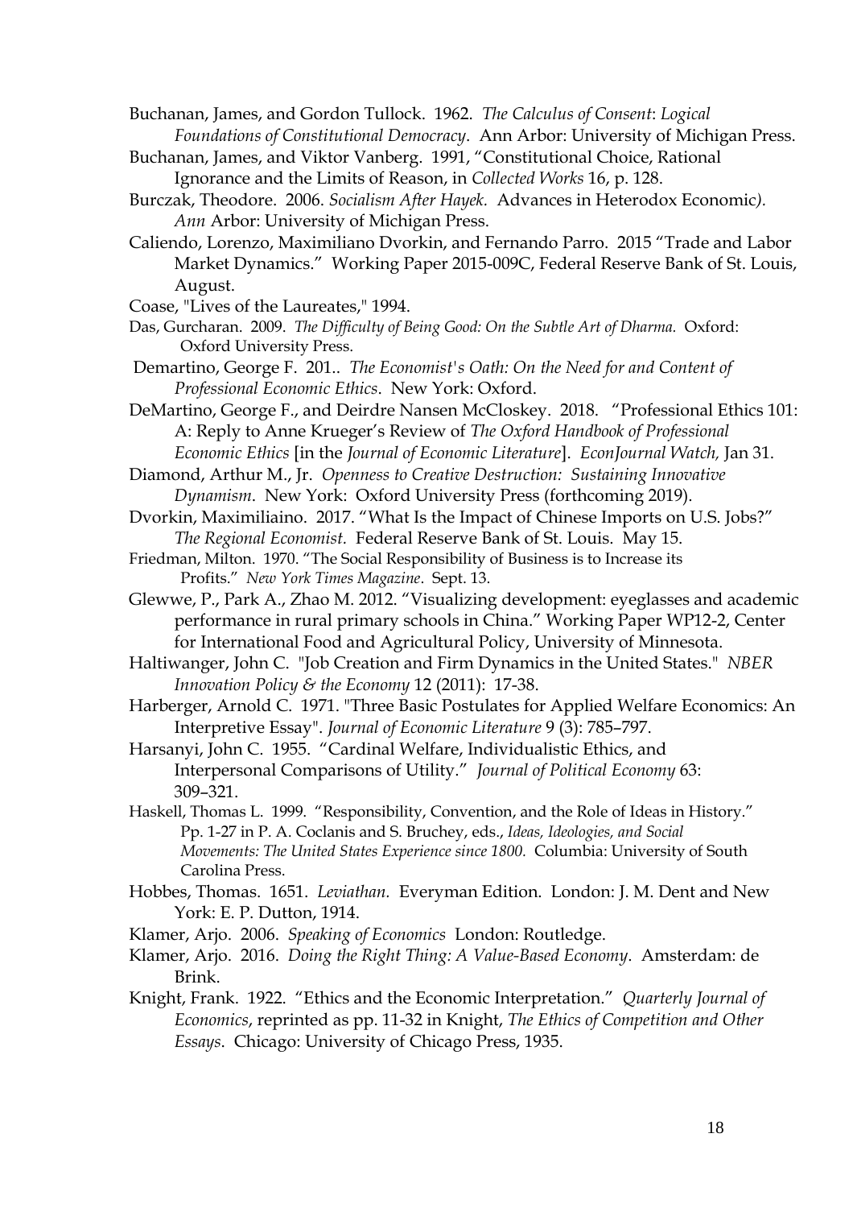Buchanan, James, and Gordon Tullock. 1962. *The Calculus of Consent*: *Logical Foundations of Constitutional Democracy*. Ann Arbor: University of Michigan Press.

Buchanan, James, and Viktor Vanberg. 1991, "Constitutional Choice, Rational Ignorance and the Limits of Reason, in *Collected Works* 16, p. 128.

Burczak, Theodore. 2006. *Socialism After Hayek.* Advances in Heterodox Economic*). Ann* Arbor: University of Michigan Press.

Caliendo, Lorenzo, Maximiliano Dvorkin, and Fernando Parro. 2015 "Trade and Labor Market Dynamics." Working Paper 2015-009C, Federal Reserve Bank of St. Louis, August.

Coase, "Lives of the Laureates," 1994.

Das, Gurcharan. 2009. *The Difficulty of Being Good: On the Subtle Art of Dharma.* Oxford: Oxford University Press.

Demartino, George F. 201.. *The Economist's Oath: On the Need for and Content of Professional Economic Ethics*. New York: Oxford.

DeMartino, George F., and Deirdre Nansen McCloskey. 2018. "Professional Ethics 101: A: Reply to Anne Krueger's Review of *The Oxford Handbook of Professional Economic Ethics* [in the *Journal of Economic Literature*]. *EconJournal Watch,* Jan 31.

Diamond, Arthur M., Jr. *Openness to Creative Destruction: Sustaining Innovative Dynamism*. New York: Oxford University Press (forthcoming 2019).

Dvorkin, Maximiliaino. 2017. "What Is the Impact of Chinese Imports on U.S. Jobs?" *The Regional Economist.* Federal Reserve Bank of St. Louis. May 15.

Friedman, Milton. 1970. "The Social Responsibility of Business is to Increase its Profits." *New York Times Magazine*. Sept. 13.

Glewwe, P., Park A., Zhao M. 2012. "Visualizing development: eyeglasses and academic performance in rural primary schools in China." Working Paper WP12-2, Center for International Food and Agricultural Policy, University of Minnesota.

Haltiwanger, John C. "Job Creation and Firm Dynamics in the United States." *NBER Innovation Policy & the Economy* 12 (2011): 17-38.

Harberger, Arnold C. 1971. "Three Basic Postulates for Applied Welfare Economics: An Interpretive Essay". *Journal of Economic Literature* 9 (3): 785–797.

Harsanyi, John C. 1955. "Cardinal Welfare, Individualistic Ethics, and Interpersonal Comparisons of Utility." *Journal of Political Economy* 63: 309–321.

Haskell, Thomas L. 1999. "Responsibility, Convention, and the Role of Ideas in History." Pp. 1-27 in P. A. Coclanis and S. Bruchey, eds., *Ideas, Ideologies, and Social Movements: The United States Experience since 1800.* Columbia: University of South Carolina Press.

Hobbes, Thomas. 1651. *Leviathan.* Everyman Edition. London: J. M. Dent and New York: E. P. Dutton, 1914.

Klamer, Arjo. 2006. *Speaking of Economics* London: Routledge.

Klamer, Arjo. 2016. *Doing the Right Thing: A Value-Based Economy*. Amsterdam: de Brink.

Knight, Frank. 1922. "Ethics and the Economic Interpretation." *Quarterly Journal of Economics*, reprinted as pp. 11-32 in Knight, *The Ethics of Competition and Other Essays*. Chicago: University of Chicago Press, 1935.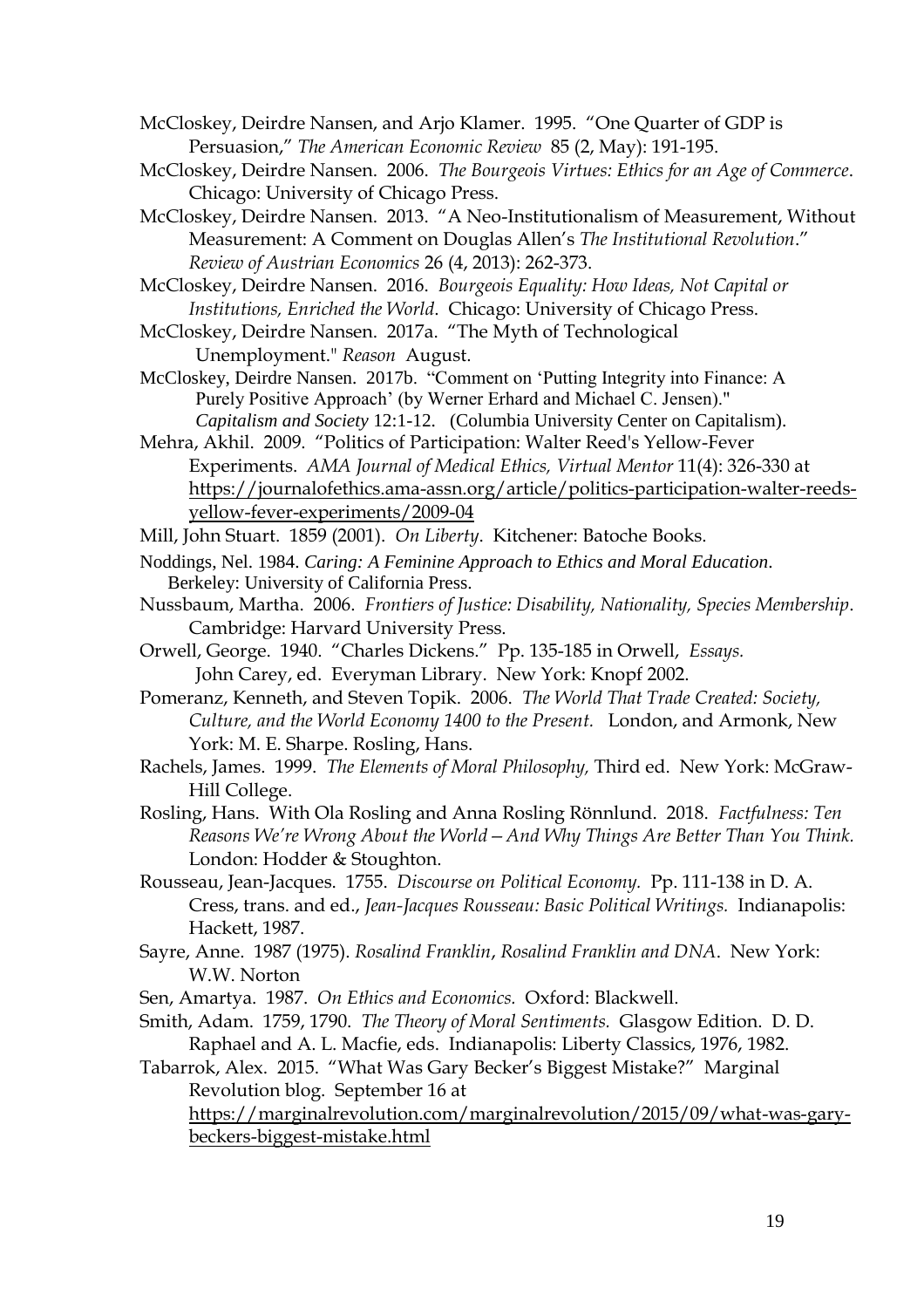McCloskey, Deirdre Nansen, and Arjo Klamer. 1995. "One Quarter of GDP is Persuasion," *The American Economic Review* 85 (2, May): 191-195.

McCloskey, Deirdre Nansen. 2006. *The Bourgeois Virtues: Ethics for an Age of Commerce*. Chicago: University of Chicago Press.

McCloskey, Deirdre Nansen. 2013. "A Neo-Institutionalism of Measurement, Without Measurement: A Comment on Douglas Allen's *The Institutional Revolution*." *Review of Austrian Economics* 26 (4, 2013): 262-373.

McCloskey, Deirdre Nansen. 2016. *Bourgeois Equality: How Ideas, Not Capital or Institutions, Enriched the World*. Chicago: University of Chicago Press.

McCloskey, Deirdre Nansen. 2017a. "The Myth of Technological Unemployment." *Reason* August.

McCloskey, Deirdre Nansen. 2017b. "Comment on 'Putting Integrity into Finance: A Purely Positive Approach' (by Werner Erhard and Michael C. Jensen)." *Capitalism and Society* 12:1-12. (Columbia University Center on Capitalism).

Mehra, Akhil. 2009. "Politics of Participation: Walter Reed's Yellow-Fever Experiments. *AMA Journal of Medical Ethics, Virtual Mentor* 11(4): 326-330 at https://journalofethics.ama-assn.org/article/politics-participation-walter-reeds-yellow-fever-experiments/2009-04

Mill, John Stuart. 1859 (2001). *On Liberty*. Kitchener: Batoche Books.

Noddings, Nel. 1984. *Caring: A Feminine Approach to Ethics and Moral Education*. Berkeley: University of California Press.

Nussbaum, Martha. 2006. *Frontiers of Justice: Disability, Nationality, Species Membership*. Cambridge: Harvard University Press.

Orwell, George. 1940. "Charles Dickens." Pp. 135-185 in Orwell, *Essays.* John Carey, ed. Everyman Library. New York: Knopf 2002.

Pomeranz, Kenneth, and Steven Topik. 2006. *The World That Trade Created: Society, Culture, and the World Economy 1400 to the Present.* London, and Armonk, New York: M. E. Sharpe. Rosling, Hans.

Rachels, James. 1999. *The Elements of Moral Philosophy,* Third ed. New York: McGraw-Hill College.

Rosling, Hans. With Ola Rosling and Anna Rosling Rönnlund. 2018. *Factfulness: Ten Reasons We're Wrong About the World—And Why Things Are Better Than You Think.* London: Hodder & Stoughton.

Rousseau, Jean-Jacques. 1755. *Discourse on Political Economy.* Pp. 111-138 in D. A. Cress, trans. and ed., *Jean-Jacques Rousseau: Basic Political Writings.* Indianapolis: Hackett, 1987.

Sayre, Anne. 1987 (1975). *Rosalind Franklin*, *Rosalind Franklin and DNA*. New York: W.W. Norton

Sen, Amartya. 1987. *On Ethics and Economics.* Oxford: Blackwell.

Smith, Adam. 1759, 1790. *The Theory of Moral Sentiments.* Glasgow Edition. D. D. Raphael and A. L. Macfie, eds. Indianapolis: Liberty Classics, 1976, 1982.

Tabarrok, Alex. 2015. "What Was Gary Becker's Biggest Mistake?" Marginal Revolution blog. September 16 at https://marginalrevolution.com/marginalrevolution/2015/09/what-was-gary-beckers-biggest-mistake.html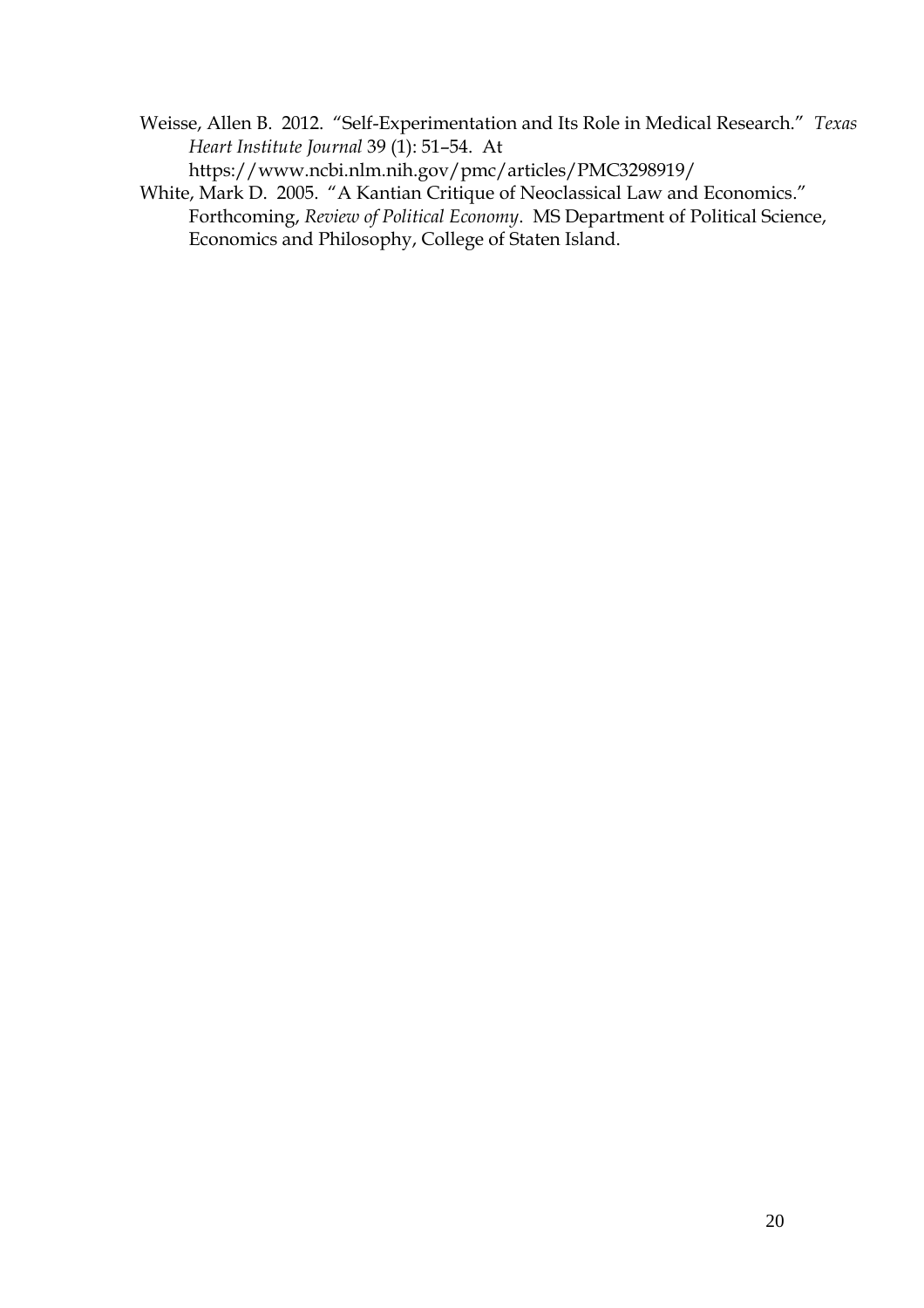Weisse, Allen B. 2012. "Self-Experimentation and Its Role in Medical Research." *Texas Heart Institute Journal* 39 (1): 51–54. At https://www.ncbi.nlm.nih.gov/pmc/articles/PMC3298919/

White, Mark D. 2005. "A Kantian Critique of Neoclassical Law and Economics." Forthcoming, *Review of Political Economy*. MS Department of Political Science, Economics and Philosophy, College of Staten Island.